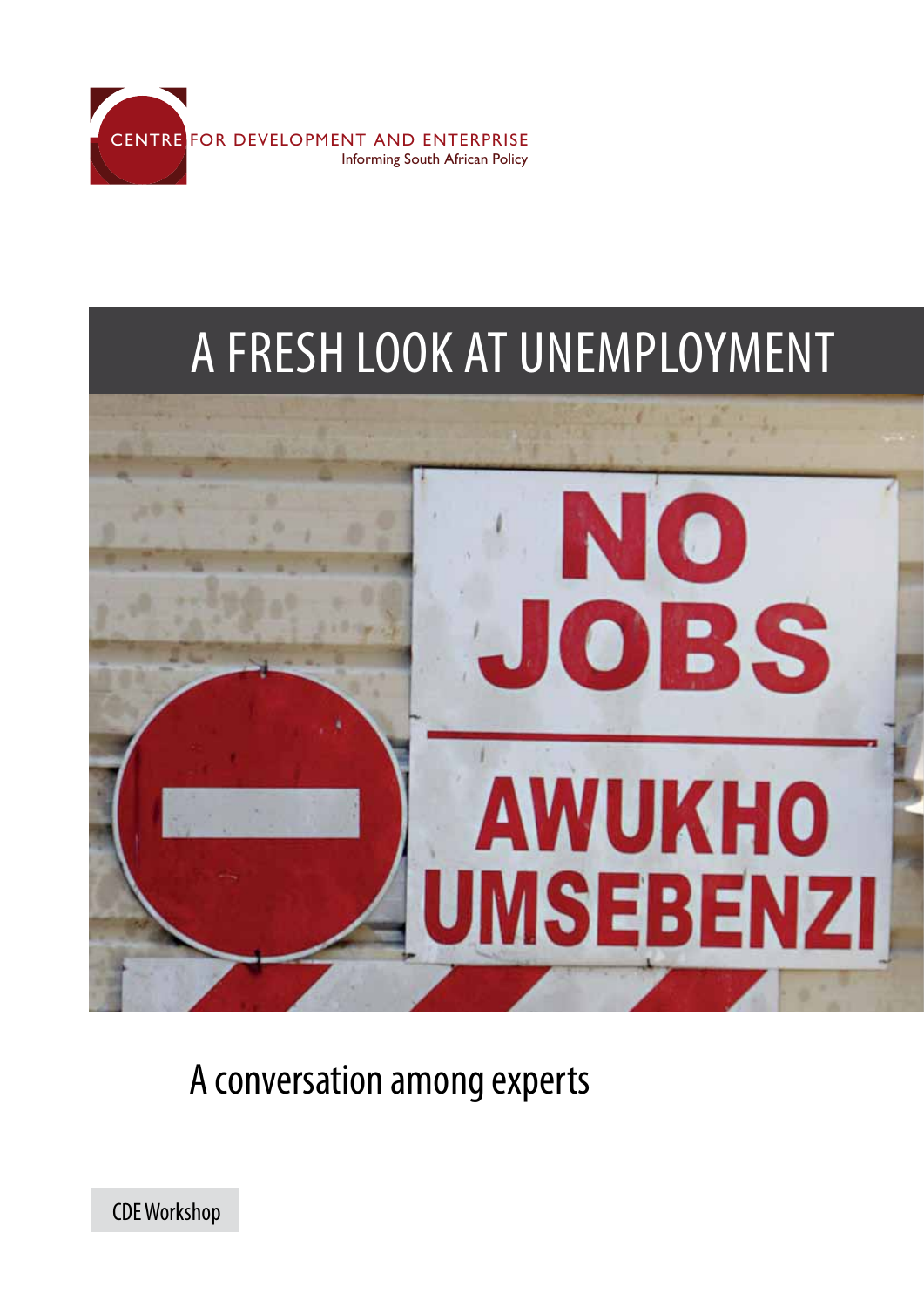CENTRE FOR DEVELOPMENT AND ENTERPRISE
Informing South African Policy

# A FRESH LOOK AT UNEMPLOYMENT

## A conversation among experts

CDE Workshop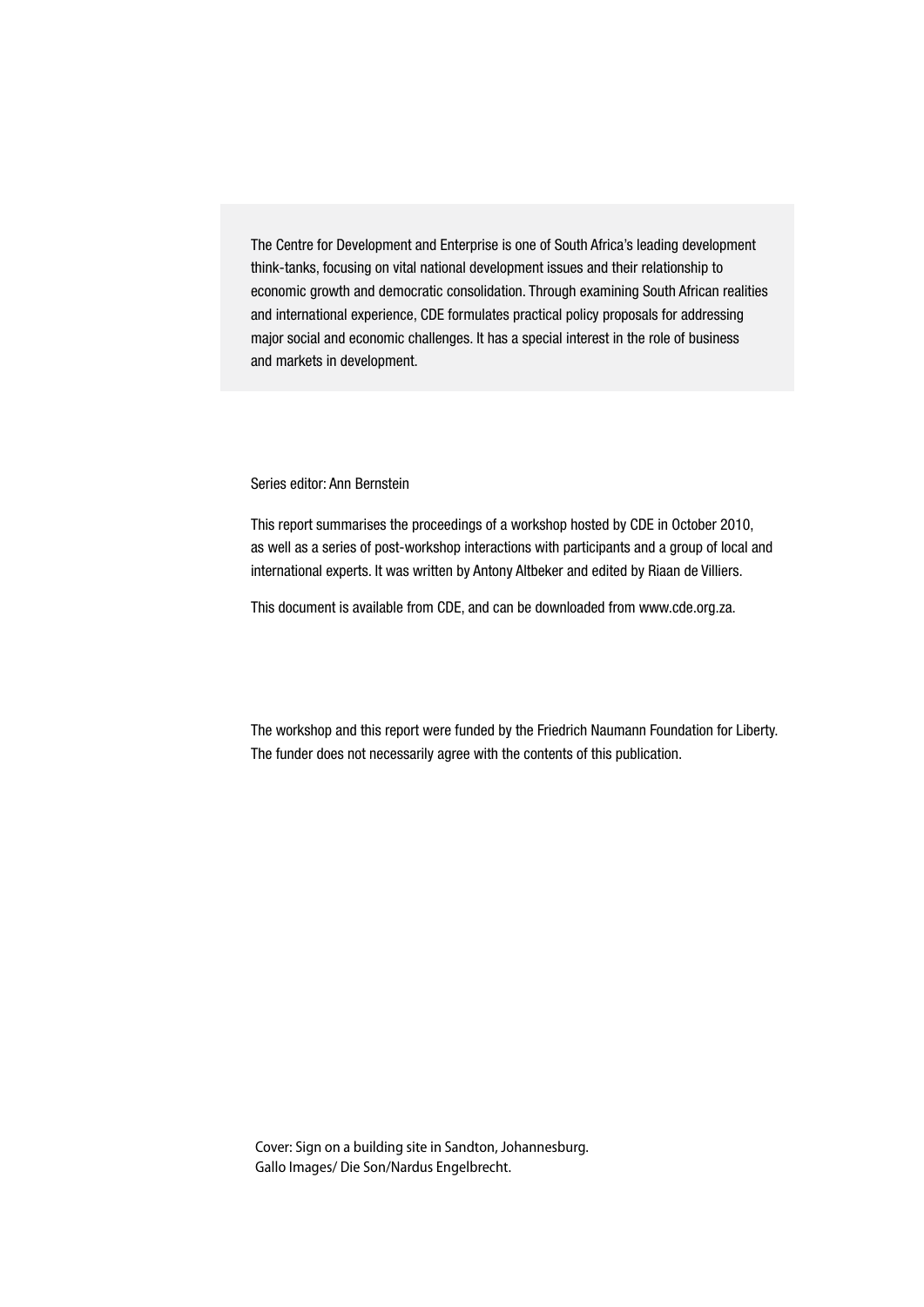The Centre for Development and Enterprise is one of South Africa's leading development think-tanks, focusing on vital national development issues and their relationship to economic growth and democratic consolidation. Through examining South African realities and international experience, CDE formulates practical policy proposals for addressing major social and economic challenges. It has a special interest in the role of business and markets in development.

Series editor: Ann Bernstein

This report summarises the proceedings of a workshop hosted by CDE in October 2010, as well as a series of post-workshop interactions with participants and a group of local and international experts. It was written by Antony Altbeker and edited by Riaan de Villiers.

This document is available from CDE, and can be downloaded from www.cde.org.za.

The workshop and this report were funded by the Friedrich Naumann Foundation for Liberty. The funder does not necessarily agree with the contents of this publication.

Cover: Sign on a building site in Sandton, Johannesburg.
Gallo Images/ Die Son/Nardus Engelbrecht.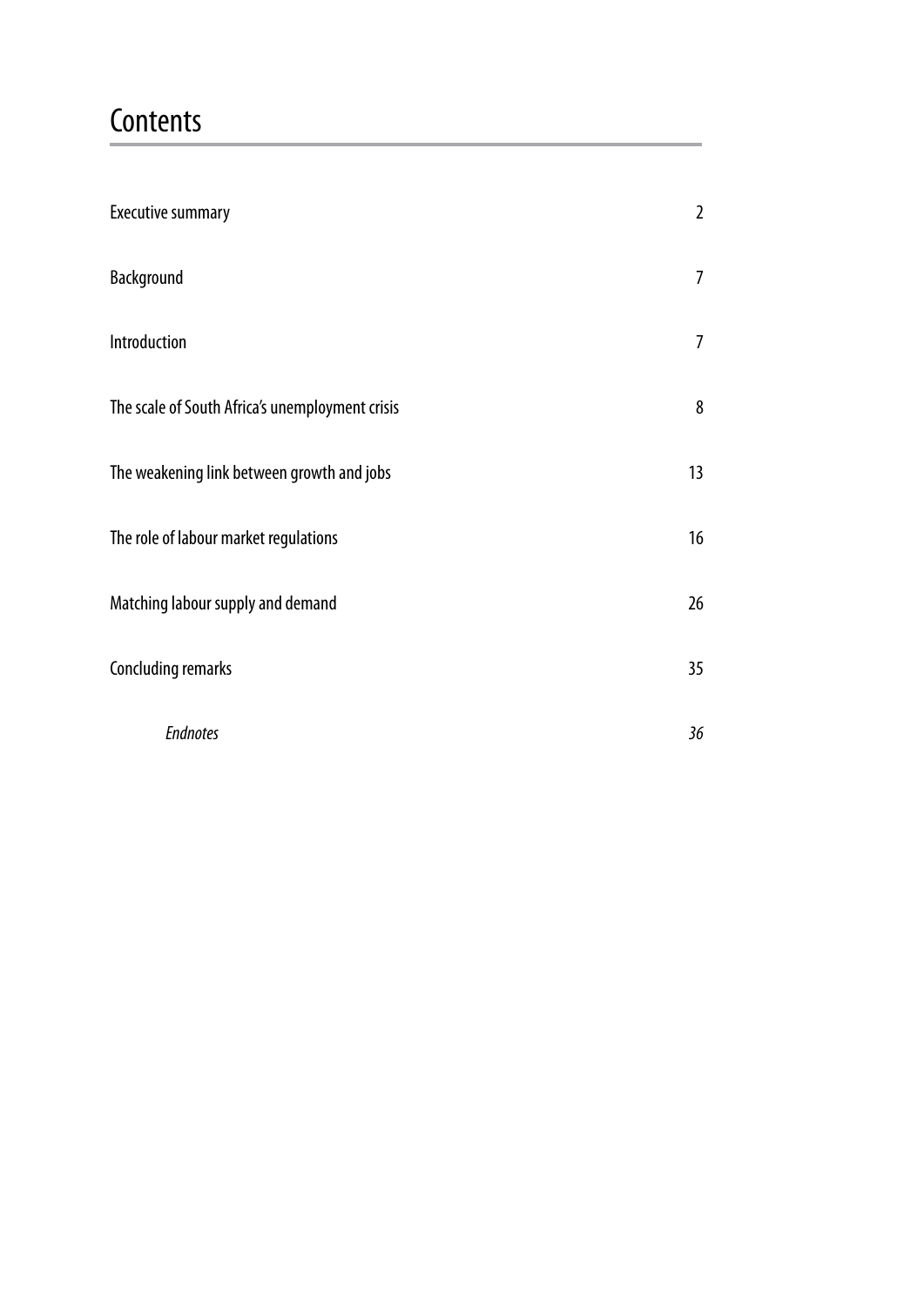# Contents

| | |
|---|---|
| Executive summary | 2 |
| Background | 7 |
| Introduction | 7 |
| The scale of South Africa's unemployment crisis | 8 |
| The weakening link between growth and jobs | 13 |
| The role of labour market regulations | 16 |
| Matching labour supply and demand | 26 |
| Concluding remarks | 35 |
| *Endnotes* | *36* |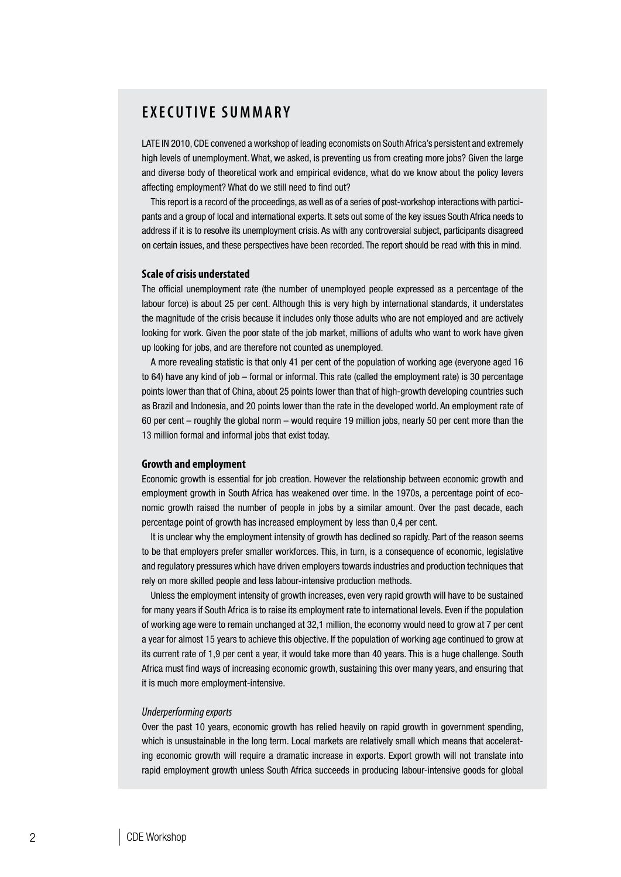## EXECUTIVE SUMMARY

LATE IN 2010, CDE convened a workshop of leading economists on South Africa's persistent and extremely high levels of unemployment. What, we asked, is preventing us from creating more jobs? Given the large and diverse body of theoretical work and empirical evidence, what do we know about the policy levers affecting employment? What do we still need to find out?

This report is a record of the proceedings, as well as of a series of post-workshop interactions with participants and a group of local and international experts. It sets out some of the key issues South Africa needs to address if it is to resolve its unemployment crisis. As with any controversial subject, participants disagreed on certain issues, and these perspectives have been recorded. The report should be read with this in mind.

### Scale of crisis understated

The official unemployment rate (the number of unemployed people expressed as a percentage of the labour force) is about 25 per cent. Although this is very high by international standards, it understates the magnitude of the crisis because it includes only those adults who are not employed and are actively looking for work. Given the poor state of the job market, millions of adults who want to work have given up looking for jobs, and are therefore not counted as unemployed.

A more revealing statistic is that only 41 per cent of the population of working age (everyone aged 16 to 64) have any kind of job – formal or informal. This rate (called the employment rate) is 30 percentage points lower than that of China, about 25 points lower than that of high-growth developing countries such as Brazil and Indonesia, and 20 points lower than the rate in the developed world. An employment rate of 60 per cent – roughly the global norm – would require 19 million jobs, nearly 50 per cent more than the 13 million formal and informal jobs that exist today.

### Growth and employment

Economic growth is essential for job creation. However the relationship between economic growth and employment growth in South Africa has weakened over time. In the 1970s, a percentage point of economic growth raised the number of people in jobs by a similar amount. Over the past decade, each percentage point of growth has increased employment by less than 0,4 per cent.

It is unclear why the employment intensity of growth has declined so rapidly. Part of the reason seems to be that employers prefer smaller workforces. This, in turn, is a consequence of economic, legislative and regulatory pressures which have driven employers towards industries and production techniques that rely on more skilled people and less labour-intensive production methods.

Unless the employment intensity of growth increases, even very rapid growth will have to be sustained for many years if South Africa is to raise its employment rate to international levels. Even if the population of working age were to remain unchanged at 32,1 million, the economy would need to grow at 7 per cent a year for almost 15 years to achieve this objective. If the population of working age continued to grow at its current rate of 1,9 per cent a year, it would take more than 40 years. This is a huge challenge. South Africa must find ways of increasing economic growth, sustaining this over many years, and ensuring that it is much more employment-intensive.

#### *Underperforming exports*

Over the past 10 years, economic growth has relied heavily on rapid growth in government spending, which is unsustainable in the long term. Local markets are relatively small which means that accelerating economic growth will require a dramatic increase in exports. Export growth will not translate into rapid employment growth unless South Africa succeeds in producing labour-intensive goods for global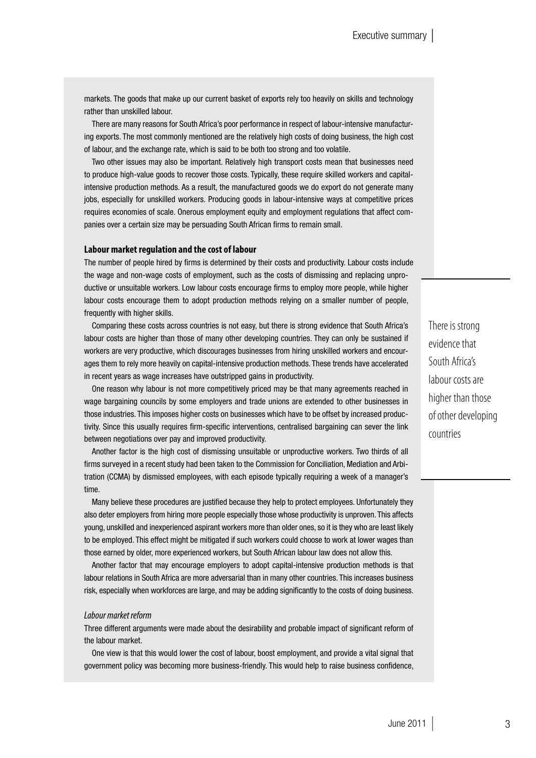markets. The goods that make up our current basket of exports rely too heavily on skills and technology rather than unskilled labour.

There are many reasons for South Africa's poor performance in respect of labour-intensive manufacturing exports. The most commonly mentioned are the relatively high costs of doing business, the high cost of labour, and the exchange rate, which is said to be both too strong and too volatile.

Two other issues may also be important. Relatively high transport costs mean that businesses need to produce high-value goods to recover those costs. Typically, these require skilled workers and capital-intensive production methods. As a result, the manufactured goods we do export do not generate many jobs, especially for unskilled workers. Producing goods in labour-intensive ways at competitive prices requires economies of scale. Onerous employment equity and employment regulations that affect companies over a certain size may be persuading South African firms to remain small.

**Labour market regulation and the cost of labour**

The number of people hired by firms is determined by their costs and productivity. Labour costs include the wage and non-wage costs of employment, such as the costs of dismissing and replacing unproductive or unsuitable workers. Low labour costs encourage firms to employ more people, while higher labour costs encourage them to adopt production methods relying on a smaller number of people, frequently with higher skills.

Comparing these costs across countries is not easy, but there is strong evidence that South Africa's labour costs are higher than those of many other developing countries. They can only be sustained if workers are very productive, which discourages businesses from hiring unskilled workers and encourages them to rely more heavily on capital-intensive production methods. These trends have accelerated in recent years as wage increases have outstripped gains in productivity.

> There is strong evidence that South Africa's labour costs are higher than those of other developing countries

One reason why labour is not more competitively priced may be that many agreements reached in wage bargaining councils by some employers and trade unions are extended to other businesses in those industries. This imposes higher costs on businesses which have to be offset by increased productivity. Since this usually requires firm-specific interventions, centralised bargaining can sever the link between negotiations over pay and improved productivity.

Another factor is the high cost of dismissing unsuitable or unproductive workers. Two thirds of all firms surveyed in a recent study had been taken to the Commission for Conciliation, Mediation and Arbitration (CCMA) by dismissed employees, with each episode typically requiring a week of a manager's time.

Many believe these procedures are justified because they help to protect employees. Unfortunately they also deter employers from hiring more people especially those whose productivity is unproven. This affects young, unskilled and inexperienced aspirant workers more than older ones, so it is they who are least likely to be employed. This effect might be mitigated if such workers could choose to work at lower wages than those earned by older, more experienced workers, but South African labour law does not allow this.

Another factor that may encourage employers to adopt capital-intensive production methods is that labour relations in South Africa are more adversarial than in many other countries. This increases business risk, especially when workforces are large, and may be adding significantly to the costs of doing business.

*Labour market reform*

Three different arguments were made about the desirability and probable impact of significant reform of the labour market.

One view is that this would lower the cost of labour, boost employment, and provide a vital signal that government policy was becoming more business-friendly. This would help to raise business confidence,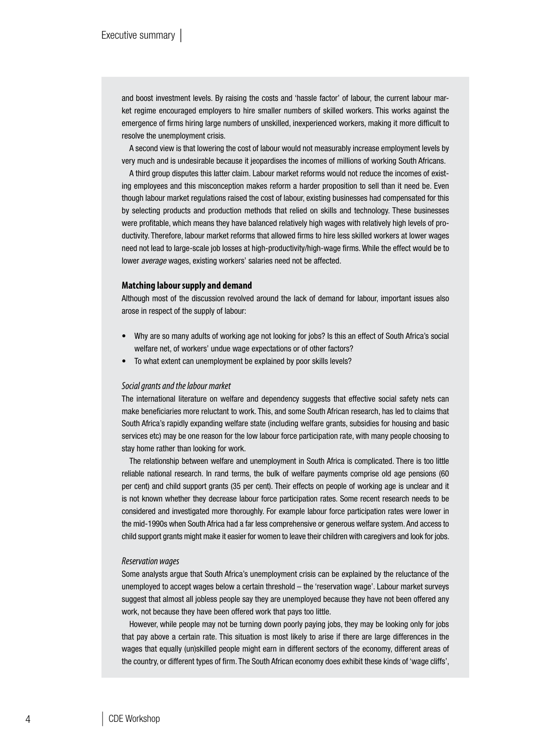and boost investment levels. By raising the costs and 'hassle factor' of labour, the current labour market regime encouraged employers to hire smaller numbers of skilled workers. This works against the emergence of firms hiring large numbers of unskilled, inexperienced workers, making it more difficult to resolve the unemployment crisis.

A second view is that lowering the cost of labour would not measurably increase employment levels by very much and is undesirable because it jeopardises the incomes of millions of working South Africans.

A third group disputes this latter claim. Labour market reforms would not reduce the incomes of existing employees and this misconception makes reform a harder proposition to sell than it need be. Even though labour market regulations raised the cost of labour, existing businesses had compensated for this by selecting products and production methods that relied on skills and technology. These businesses were profitable, which means they have balanced relatively high wages with relatively high levels of productivity. Therefore, labour market reforms that allowed firms to hire less skilled workers at lower wages need not lead to large-scale job losses at high-productivity/high-wage firms. While the effect would be to lower *average* wages, existing workers' salaries need not be affected.

**Matching labour supply and demand**

Although most of the discussion revolved around the lack of demand for labour, important issues also arose in respect of the supply of labour:

- Why are so many adults of working age not looking for jobs? Is this an effect of South Africa's social welfare net, of workers' undue wage expectations or of other factors?
- To what extent can unemployment be explained by poor skills levels?

*Social grants and the labour market*

The international literature on welfare and dependency suggests that effective social safety nets can make beneficiaries more reluctant to work. This, and some South African research, has led to claims that South Africa's rapidly expanding welfare state (including welfare grants, subsidies for housing and basic services etc) may be one reason for the low labour force participation rate, with many people choosing to stay home rather than looking for work.

The relationship between welfare and unemployment in South Africa is complicated. There is too little reliable national research. In rand terms, the bulk of welfare payments comprise old age pensions (60 per cent) and child support grants (35 per cent). Their effects on people of working age is unclear and it is not known whether they decrease labour force participation rates. Some recent research needs to be considered and investigated more thoroughly. For example labour force participation rates were lower in the mid-1990s when South Africa had a far less comprehensive or generous welfare system. And access to child support grants might make it easier for women to leave their children with caregivers and look for jobs.

*Reservation wages*

Some analysts argue that South Africa's unemployment crisis can be explained by the reluctance of the unemployed to accept wages below a certain threshold – the 'reservation wage'. Labour market surveys suggest that almost all jobless people say they are unemployed because they have not been offered any work, not because they have been offered work that pays too little.

However, while people may not be turning down poorly paying jobs, they may be looking only for jobs that pay above a certain rate. This situation is most likely to arise if there are large differences in the wages that equally (un)skilled people might earn in different sectors of the economy, different areas of the country, or different types of firm. The South African economy does exhibit these kinds of 'wage cliffs',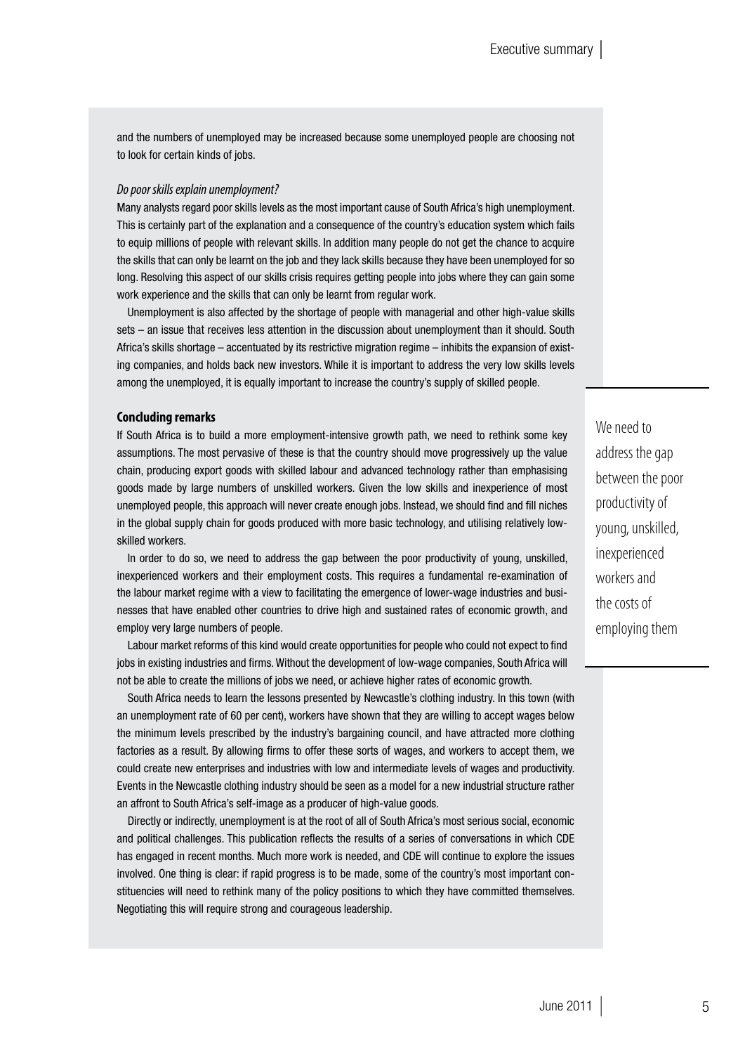and the numbers of unemployed may be increased because some unemployed people are choosing not to look for certain kinds of jobs.

*Do poor skills explain unemployment?*

Many analysts regard poor skills levels as the most important cause of South Africa's high unemployment. This is certainly part of the explanation and a consequence of the country's education system which fails to equip millions of people with relevant skills. In addition many people do not get the chance to acquire the skills that can only be learnt on the job and they lack skills because they have been unemployed for so long. Resolving this aspect of our skills crisis requires getting people into jobs where they can gain some work experience and the skills that can only be learnt from regular work.

Unemployment is also affected by the shortage of people with managerial and other high-value skills sets – an issue that receives less attention in the discussion about unemployment than it should. South Africa's skills shortage – accentuated by its restrictive migration regime – inhibits the expansion of existing companies, and holds back new investors. While it is important to address the very low skills levels among the unemployed, it is equally important to increase the country's supply of skilled people.

**Concluding remarks**

If South Africa is to build a more employment-intensive growth path, we need to rethink some key assumptions. The most pervasive of these is that the country should move progressively up the value chain, producing export goods with skilled labour and advanced technology rather than emphasising goods made by large numbers of unskilled workers. Given the low skills and inexperience of most unemployed people, this approach will never create enough jobs. Instead, we should find and fill niches in the global supply chain for goods produced with more basic technology, and utilising relatively low-skilled workers.

In order to do so, we need to address the gap between the poor productivity of young, unskilled, inexperienced workers and their employment costs. This requires a fundamental re-examination of the labour market regime with a view to facilitating the emergence of lower-wage industries and businesses that have enabled other countries to drive high and sustained rates of economic growth, and employ very large numbers of people.

> We need to address the gap between the poor productivity of young, unskilled, inexperienced workers and the costs of employing them

Labour market reforms of this kind would create opportunities for people who could not expect to find jobs in existing industries and firms. Without the development of low-wage companies, South Africa will not be able to create the millions of jobs we need, or achieve higher rates of economic growth.

South Africa needs to learn the lessons presented by Newcastle's clothing industry. In this town (with an unemployment rate of 60 per cent), workers have shown that they are willing to accept wages below the minimum levels prescribed by the industry's bargaining council, and have attracted more clothing factories as a result. By allowing firms to offer these sorts of wages, and workers to accept them, we could create new enterprises and industries with low and intermediate levels of wages and productivity. Events in the Newcastle clothing industry should be seen as a model for a new industrial structure rather an affront to South Africa's self-image as a producer of high-value goods.

Directly or indirectly, unemployment is at the root of all of South Africa's most serious social, economic and political challenges. This publication reflects the results of a series of conversations in which CDE has engaged in recent months. Much more work is needed, and CDE will continue to explore the issues involved. One thing is clear: if rapid progress is to be made, some of the country's most important constituencies will need to rethink many of the policy positions to which they have committed themselves. Negotiating this will require strong and courageous leadership.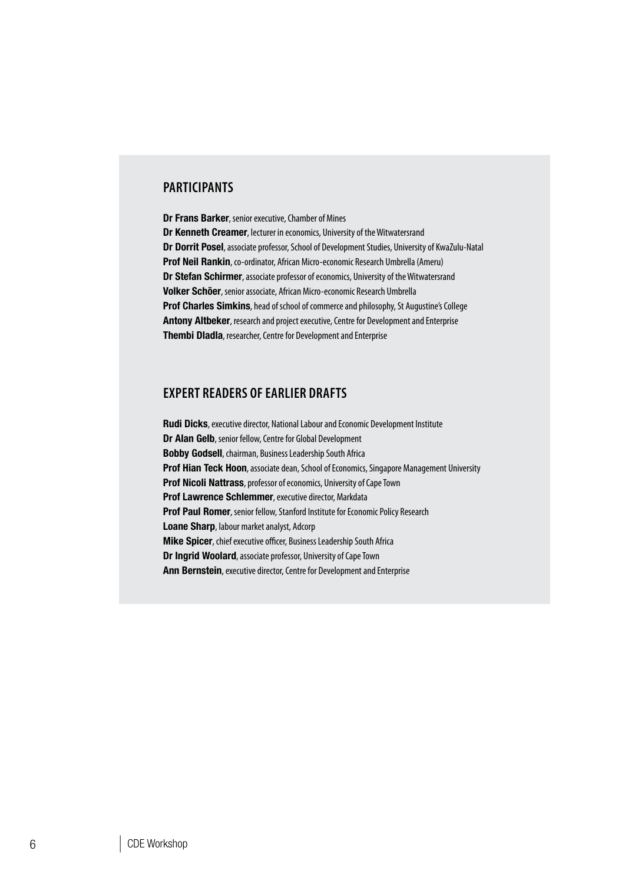## PARTICIPANTS

**Dr Frans Barker**, senior executive, Chamber of Mines
**Dr Kenneth Creamer**, lecturer in economics, University of the Witwatersrand
**Dr Dorrit Posel**, associate professor, School of Development Studies, University of KwaZulu-Natal
**Prof Neil Rankin**, co-ordinator, African Micro-economic Research Umbrella (Ameru)
**Dr Stefan Schirmer**, associate professor of economics, University of the Witwatersrand
**Volker Schöer**, senior associate, African Micro-economic Research Umbrella
**Prof Charles Simkins**, head of school of commerce and philosophy, St Augustine's College
**Antony Altbeker**, research and project executive, Centre for Development and Enterprise
**Thembi Dladla**, researcher, Centre for Development and Enterprise

## EXPERT READERS OF EARLIER DRAFTS

**Rudi Dicks**, executive director, National Labour and Economic Development Institute
**Dr Alan Gelb**, senior fellow, Centre for Global Development
**Bobby Godsell**, chairman, Business Leadership South Africa
**Prof Hian Teck Hoon**, associate dean, School of Economics, Singapore Management University
**Prof Nicoli Nattrass**, professor of economics, University of Cape Town
**Prof Lawrence Schlemmer**, executive director, Markdata
**Prof Paul Romer**, senior fellow, Stanford Institute for Economic Policy Research
**Loane Sharp**, labour market analyst, Adcorp
**Mike Spicer**, chief executive officer, Business Leadership South Africa
**Dr Ingrid Woolard**, associate professor, University of Cape Town
**Ann Bernstein**, executive director, Centre for Development and Enterprise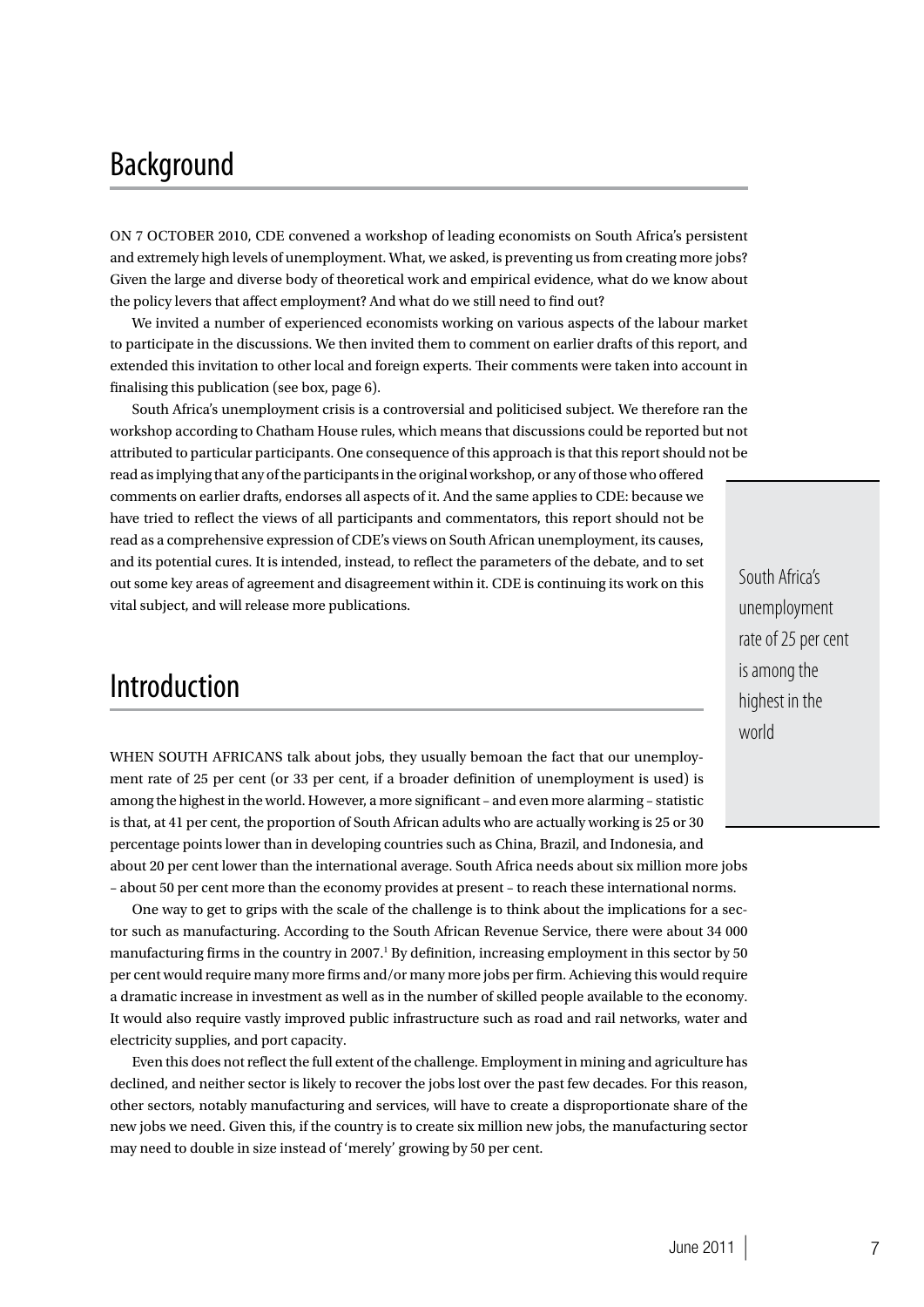## Background

ON 7 OCTOBER 2010, CDE convened a workshop of leading economists on South Africa's persistent and extremely high levels of unemployment. What, we asked, is preventing us from creating more jobs? Given the large and diverse body of theoretical work and empirical evidence, what do we know about the policy levers that affect employment? And what do we still need to find out?

We invited a number of experienced economists working on various aspects of the labour market to participate in the discussions. We then invited them to comment on earlier drafts of this report, and extended this invitation to other local and foreign experts. Their comments were taken into account in finalising this publication (see box, page 6).

South Africa's unemployment crisis is a controversial and politicised subject. We therefore ran the workshop according to Chatham House rules, which means that discussions could be reported but not attributed to particular participants. One consequence of this approach is that this report should not be read as implying that any of the participants in the original workshop, or any of those who offered comments on earlier drafts, endorses all aspects of it. And the same applies to CDE: because we have tried to reflect the views of all participants and commentators, this report should not be read as a comprehensive expression of CDE's views on South African unemployment, its causes, and its potential cures. It is intended, instead, to reflect the parameters of the debate, and to set out some key areas of agreement and disagreement within it. CDE is continuing its work on this vital subject, and will release more publications.

> South Africa's unemployment rate of 25 per cent is among the highest in the world

## Introduction

WHEN SOUTH AFRICANS talk about jobs, they usually bemoan the fact that our unemployment rate of 25 per cent (or 33 per cent, if a broader definition of unemployment is used) is among the highest in the world. However, a more significant – and even more alarming – statistic is that, at 41 per cent, the proportion of South African adults who are actually working is 25 or 30 percentage points lower than in developing countries such as China, Brazil, and Indonesia, and about 20 per cent lower than the international average. South Africa needs about six million more jobs – about 50 per cent more than the economy provides at present – to reach these international norms.

One way to get to grips with the scale of the challenge is to think about the implications for a sector such as manufacturing. According to the South African Revenue Service, there were about 34 000 manufacturing firms in the country in 2007.[1] By definition, increasing employment in this sector by 50 per cent would require many more firms and/or many more jobs per firm. Achieving this would require a dramatic increase in investment as well as in the number of skilled people available to the economy. It would also require vastly improved public infrastructure such as road and rail networks, water and electricity supplies, and port capacity.

Even this does not reflect the full extent of the challenge. Employment in mining and agriculture has declined, and neither sector is likely to recover the jobs lost over the past few decades. For this reason, other sectors, notably manufacturing and services, will have to create a disproportionate share of the new jobs we need. Given this, if the country is to create six million new jobs, the manufacturing sector may need to double in size instead of 'merely' growing by 50 per cent.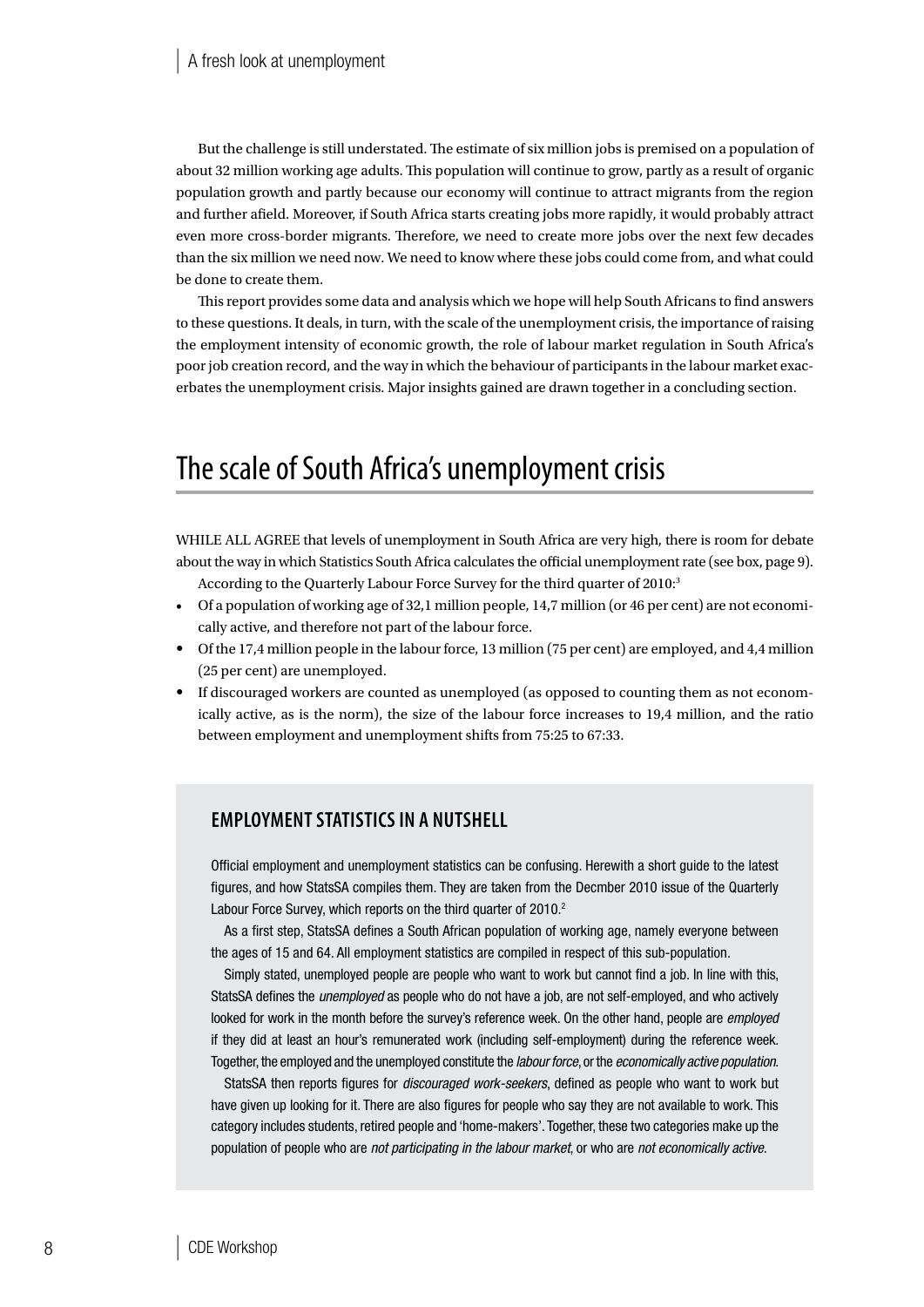But the challenge is still understated. The estimate of six million jobs is premised on a population of about 32 million working age adults. This population will continue to grow, partly as a result of organic population growth and partly because our economy will continue to attract migrants from the region and further afield. Moreover, if South Africa starts creating jobs more rapidly, it would probably attract even more cross-border migrants. Therefore, we need to create more jobs over the next few decades than the six million we need now. We need to know where these jobs could come from, and what could be done to create them.

This report provides some data and analysis which we hope will help South Africans to find answers to these questions. It deals, in turn, with the scale of the unemployment crisis, the importance of raising the employment intensity of economic growth, the role of labour market regulation in South Africa's poor job creation record, and the way in which the behaviour of participants in the labour market exacerbates the unemployment crisis. Major insights gained are drawn together in a concluding section.

# The scale of South Africa's unemployment crisis

WHILE ALL AGREE that levels of unemployment in South Africa are very high, there is room for debate about the way in which Statistics South Africa calculates the official unemployment rate (see box, page 9).

According to the Quarterly Labour Force Survey for the third quarter of 2010:[3]

- Of a population of working age of 32,1 million people, 14,7 million (or 46 per cent) are not economically active, and therefore not part of the labour force.
- Of the 17,4 million people in the labour force, 13 million (75 per cent) are employed, and 4,4 million (25 per cent) are unemployed.
- If discouraged workers are counted as unemployed (as opposed to counting them as not economically active, as is the norm), the size of the labour force increases to 19,4 million, and the ratio between employment and unemployment shifts from 75:25 to 67:33.

## EMPLOYMENT STATISTICS IN A NUTSHELL

Official employment and unemployment statistics can be confusing. Herewith a short guide to the latest figures, and how StatsSA compiles them. They are taken from the Decmber 2010 issue of the Quarterly Labour Force Survey, which reports on the third quarter of 2010.[2]

As a first step, StatsSA defines a South African population of working age, namely everyone between the ages of 15 and 64. All employment statistics are compiled in respect of this sub-population.

Simply stated, unemployed people are people who want to work but cannot find a job. In line with this, StatsSA defines the *unemployed* as people who do not have a job, are not self-employed, and who actively looked for work in the month before the survey's reference week. On the other hand, people are *employed* if they did at least an hour's remunerated work (including self-employment) during the reference week. Together, the employed and the unemployed constitute the *labour force*, or the *economically active population*.

StatsSA then reports figures for *discouraged work-seekers*, defined as people who want to work but have given up looking for it. There are also figures for people who say they are not available to work. This category includes students, retired people and 'home-makers'. Together, these two categories make up the population of people who are *not participating in the labour market*, or who are *not economically active*.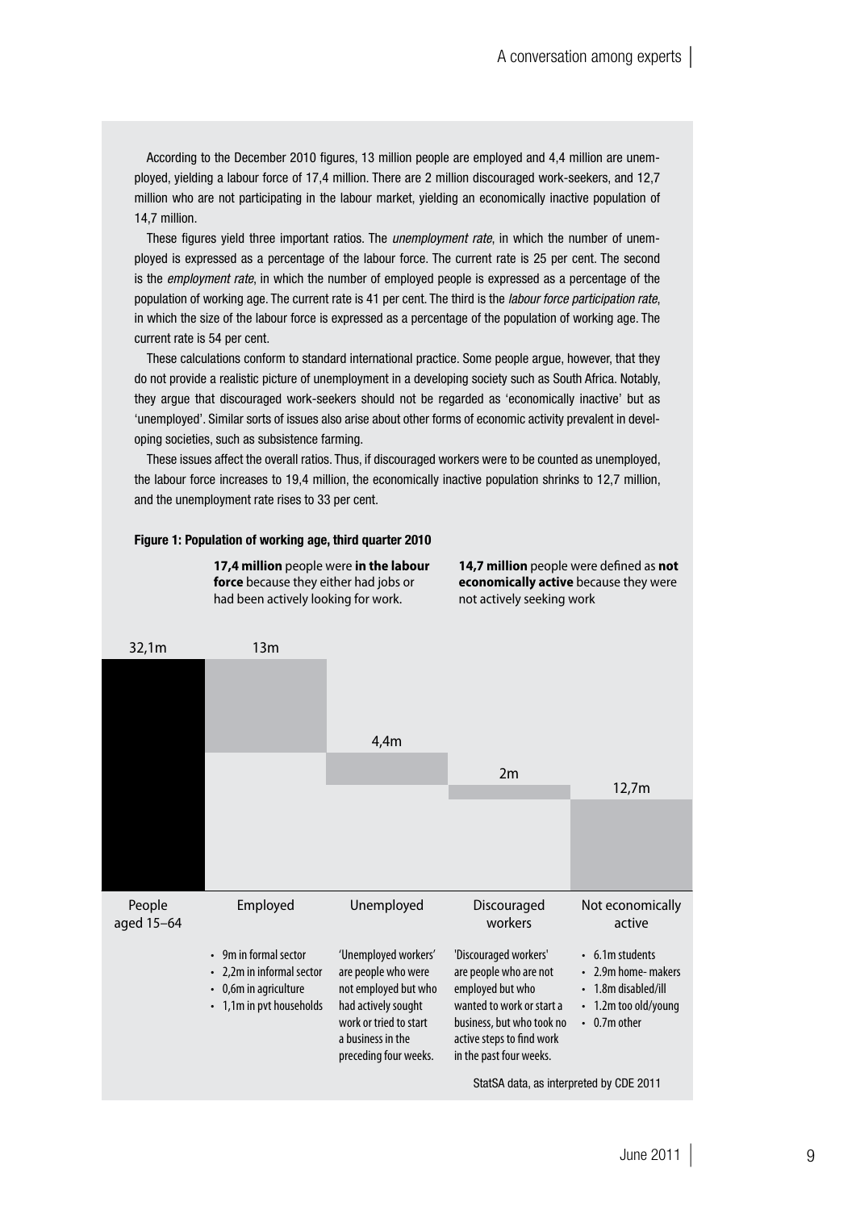According to the December 2010 figures, 13 million people are employed and 4,4 million are unemployed, yielding a labour force of 17,4 million. There are 2 million discouraged work-seekers, and 12,7 million who are not participating in the labour market, yielding an economically inactive population of 14,7 million.

These figures yield three important ratios. The *unemployment rate*, in which the number of unemployed is expressed as a percentage of the labour force. The current rate is 25 per cent. The second is the *employment rate*, in which the number of employed people is expressed as a percentage of the population of working age. The current rate is 41 per cent. The third is the *labour force participation rate*, in which the size of the labour force is expressed as a percentage of the population of working age. The current rate is 54 per cent.

These calculations conform to standard international practice. Some people argue, however, that they do not provide a realistic picture of unemployment in a developing society such as South Africa. Notably, they argue that discouraged work-seekers should not be regarded as 'economically inactive' but as 'unemployed'. Similar sorts of issues also arise about other forms of economic activity prevalent in developing societies, such as subsistence farming.

These issues affect the overall ratios. Thus, if discouraged workers were to be counted as unemployed, the labour force increases to 19,4 million, the economically inactive population shrinks to 12,7 million, and the unemployment rate rises to 33 per cent.

**Figure 1: Population of working age, third quarter 2010**

**17,4 million** people were **in the labour force** because they either had jobs or had been actively looking for work.

**14,7 million** people were defined as **not economically active** because they were not actively seeking work

| People aged 15–64 | Employed | Unemployed | Discouraged workers | Not economically active |
|---|---|---|---|---|
| 32,1m | 13m | 4,4m | 2m | 12,7m |
| | • 9m in formal sector<br>• 2,2m in informal sector<br>• 0,6m in agriculture<br>• 1,1m in pvt households | 'Unemployed workers' are people who were not employed but who had actively sought work or tried to start a business in the preceding four weeks. | 'Discouraged workers' are people who are not employed but who wanted to work or start a business, but who took no active steps to find work in the past four weeks. | • 6.1m students<br>• 2.9m home- makers<br>• 1.8m disabled/ill<br>• 1.2m too old/young<br>• 0.7m other |

StatSA data, as interpreted by CDE 2011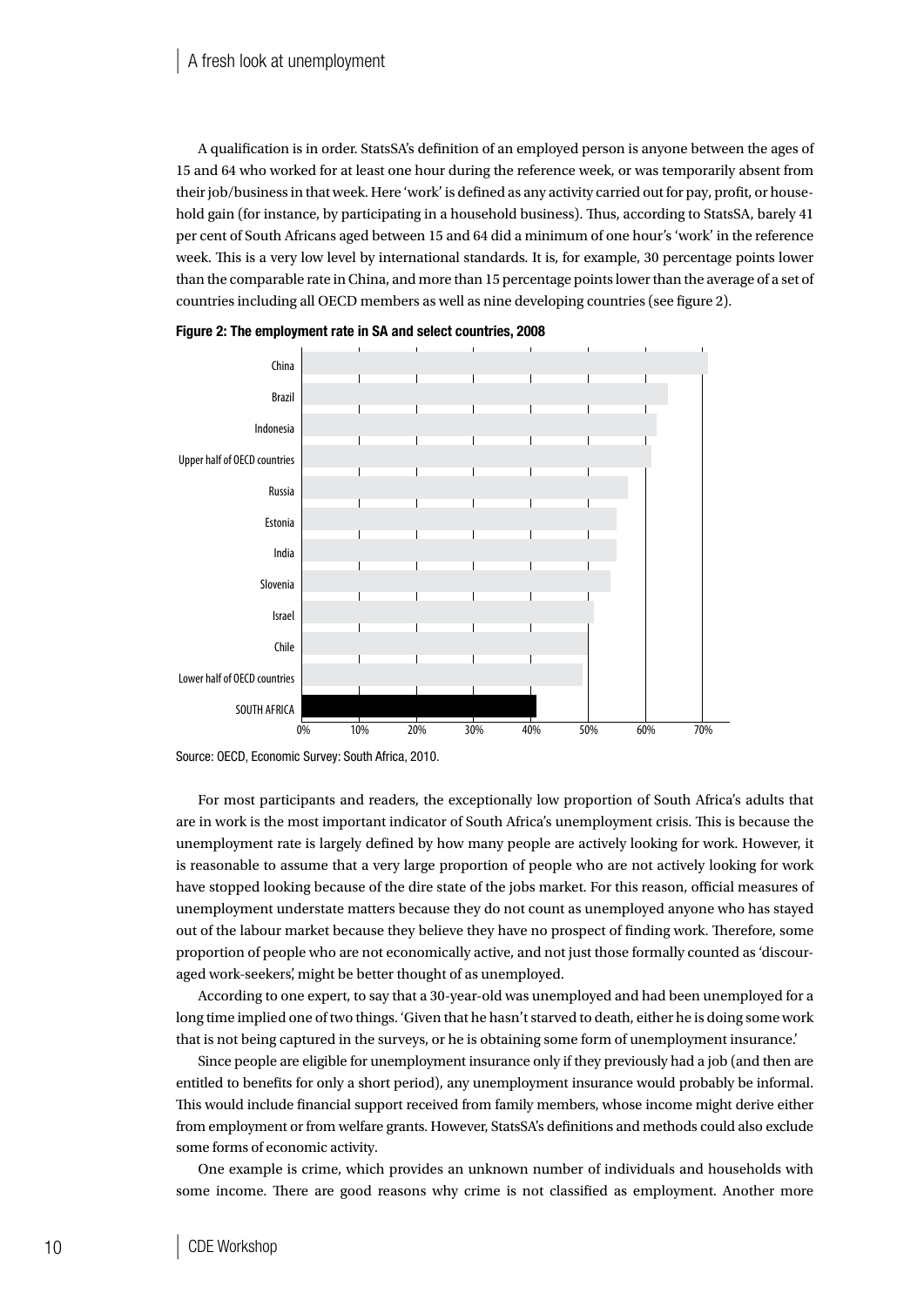A qualification is in order. StatsSA's definition of an employed person is anyone between the ages of 15 and 64 who worked for at least one hour during the reference week, or was temporarily absent from their job/business in that week. Here 'work' is defined as any activity carried out for pay, profit, or household gain (for instance, by participating in a household business). Thus, according to StatsSA, barely 41 per cent of South Africans aged between 15 and 64 did a minimum of one hour's 'work' in the reference week. This is a very low level by international standards. It is, for example, 30 percentage points lower than the comparable rate in China, and more than 15 percentage points lower than the average of a set of countries including all OECD members as well as nine developing countries (see figure 2).

**Figure 2: The employment rate in SA and select countries, 2008**

Source: OECD, Economic Survey: South Africa, 2010.

For most participants and readers, the exceptionally low proportion of South Africa's adults that are in work is the most important indicator of South Africa's unemployment crisis. This is because the unemployment rate is largely defined by how many people are actively looking for work. However, it is reasonable to assume that a very large proportion of people who are not actively looking for work have stopped looking because of the dire state of the jobs market. For this reason, official measures of unemployment understate matters because they do not count as unemployed anyone who has stayed out of the labour market because they believe they have no prospect of finding work. Therefore, some proportion of people who are not economically active, and not just those formally counted as 'discouraged work-seekers', might be better thought of as unemployed.

According to one expert, to say that a 30-year-old was unemployed and had been unemployed for a long time implied one of two things. 'Given that he hasn't starved to death, either he is doing some work that is not being captured in the surveys, or he is obtaining some form of unemployment insurance.'

Since people are eligible for unemployment insurance only if they previously had a job (and then are entitled to benefits for only a short period), any unemployment insurance would probably be informal. This would include financial support received from family members, whose income might derive either from employment or from welfare grants. However, StatsSA's definitions and methods could also exclude some forms of economic activity.

One example is crime, which provides an unknown number of individuals and households with some income. There are good reasons why crime is not classified as employment. Another more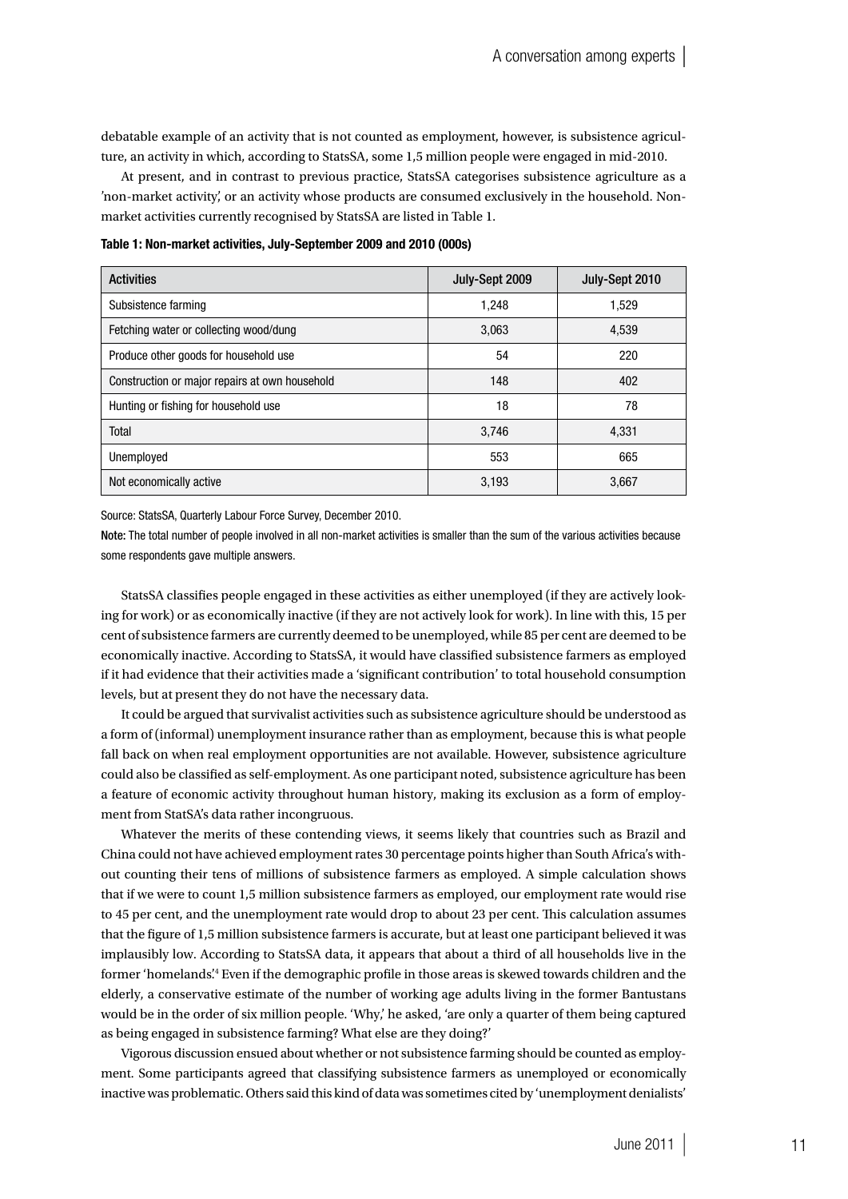debatable example of an activity that is not counted as employment, however, is subsistence agriculture, an activity in which, according to StatsSA, some 1,5 million people were engaged in mid-2010.

At present, and in contrast to previous practice, StatsSA categorises subsistence agriculture as a 'non-market activity', or an activity whose products are consumed exclusively in the household. Non-market activities currently recognised by StatsSA are listed in Table 1.

**Table 1: Non-market activities, July-September 2009 and 2010 (000s)**

| Activities | July-Sept 2009 | July-Sept 2010 |
|---|---|---|
| Subsistence farming | 1,248 | 1,529 |
| Fetching water or collecting wood/dung | 3,063 | 4,539 |
| Produce other goods for household use | 54 | 220 |
| Construction or major repairs at own household | 148 | 402 |
| Hunting or fishing for household use | 18 | 78 |
| Total | 3,746 | 4,331 |
| Unemployed | 553 | 665 |
| Not economically active | 3,193 | 3,667 |

Source: StatsSA, Quarterly Labour Force Survey, December 2010.

**Note:** The total number of people involved in all non-market activities is smaller than the sum of the various activities because some respondents gave multiple answers.

StatsSA classifies people engaged in these activities as either unemployed (if they are actively looking for work) or as economically inactive (if they are not actively look for work). In line with this, 15 per cent of subsistence farmers are currently deemed to be unemployed, while 85 per cent are deemed to be economically inactive. According to StatsSA, it would have classified subsistence farmers as employed if it had evidence that their activities made a 'significant contribution' to total household consumption levels, but at present they do not have the necessary data.

It could be argued that survivalist activities such as subsistence agriculture should be understood as a form of (informal) unemployment insurance rather than as employment, because this is what people fall back on when real employment opportunities are not available. However, subsistence agriculture could also be classified as self-employment. As one participant noted, subsistence agriculture has been a feature of economic activity throughout human history, making its exclusion as a form of employment from StatSA's data rather incongruous.

Whatever the merits of these contending views, it seems likely that countries such as Brazil and China could not have achieved employment rates 30 percentage points higher than South Africa's without counting their tens of millions of subsistence farmers as employed. A simple calculation shows that if we were to count 1,5 million subsistence farmers as employed, our employment rate would rise to 45 per cent, and the unemployment rate would drop to about 23 per cent. This calculation assumes that the figure of 1,5 million subsistence farmers is accurate, but at least one participant believed it was implausibly low. According to StatsSA data, it appears that about a third of all households live in the former 'homelands'.[4] Even if the demographic profile in those areas is skewed towards children and the elderly, a conservative estimate of the number of working age adults living in the former Bantustans would be in the order of six million people. 'Why,' he asked, 'are only a quarter of them being captured as being engaged in subsistence farming? What else are they doing?'

Vigorous discussion ensued about whether or not subsistence farming should be counted as employment. Some participants agreed that classifying subsistence farmers as unemployed or economically inactive was problematic. Others said this kind of data was sometimes cited by 'unemployment denialists'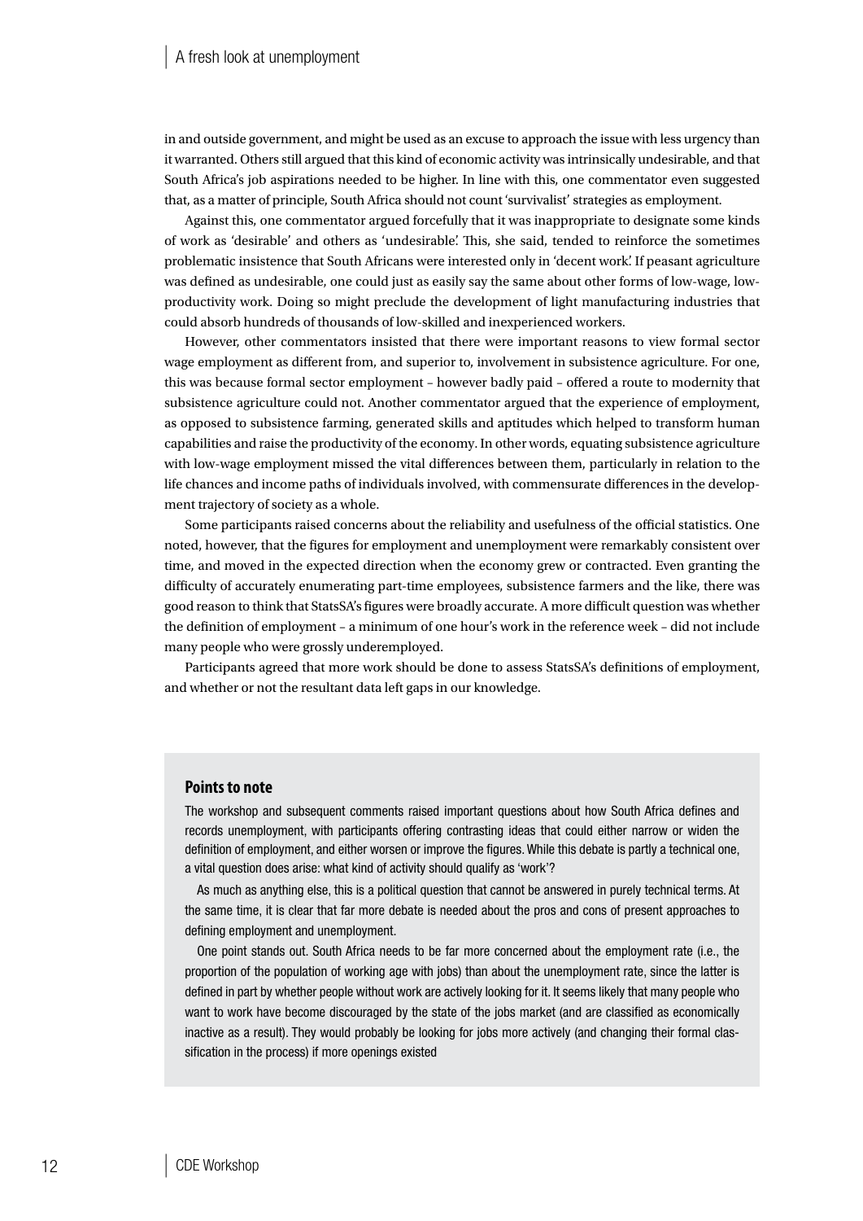in and outside government, and might be used as an excuse to approach the issue with less urgency than it warranted. Others still argued that this kind of economic activity was intrinsically undesirable, and that South Africa's job aspirations needed to be higher. In line with this, one commentator even suggested that, as a matter of principle, South Africa should not count 'survivalist' strategies as employment.

Against this, one commentator argued forcefully that it was inappropriate to designate some kinds of work as 'desirable' and others as 'undesirable'. This, she said, tended to reinforce the sometimes problematic insistence that South Africans were interested only in 'decent work'. If peasant agriculture was defined as undesirable, one could just as easily say the same about other forms of low-wage, low-productivity work. Doing so might preclude the development of light manufacturing industries that could absorb hundreds of thousands of low-skilled and inexperienced workers.

However, other commentators insisted that there were important reasons to view formal sector wage employment as different from, and superior to, involvement in subsistence agriculture. For one, this was because formal sector employment – however badly paid – offered a route to modernity that subsistence agriculture could not. Another commentator argued that the experience of employment, as opposed to subsistence farming, generated skills and aptitudes which helped to transform human capabilities and raise the productivity of the economy. In other words, equating subsistence agriculture with low-wage employment missed the vital differences between them, particularly in relation to the life chances and income paths of individuals involved, with commensurate differences in the development trajectory of society as a whole.

Some participants raised concerns about the reliability and usefulness of the official statistics. One noted, however, that the figures for employment and unemployment were remarkably consistent over time, and moved in the expected direction when the economy grew or contracted. Even granting the difficulty of accurately enumerating part-time employees, subsistence farmers and the like, there was good reason to think that StatsSA's figures were broadly accurate. A more difficult question was whether the definition of employment – a minimum of one hour's work in the reference week – did not include many people who were grossly underemployed.

Participants agreed that more work should be done to assess StatsSA's definitions of employment, and whether or not the resultant data left gaps in our knowledge.

### Points to note

The workshop and subsequent comments raised important questions about how South Africa defines and records unemployment, with participants offering contrasting ideas that could either narrow or widen the definition of employment, and either worsen or improve the figures. While this debate is partly a technical one, a vital question does arise: what kind of activity should qualify as 'work'?

As much as anything else, this is a political question that cannot be answered in purely technical terms. At the same time, it is clear that far more debate is needed about the pros and cons of present approaches to defining employment and unemployment.

One point stands out. South Africa needs to be far more concerned about the employment rate (i.e., the proportion of the population of working age with jobs) than about the unemployment rate, since the latter is defined in part by whether people without work are actively looking for it. It seems likely that many people who want to work have become discouraged by the state of the jobs market (and are classified as economically inactive as a result). They would probably be looking for jobs more actively (and changing their formal classification in the process) if more openings existed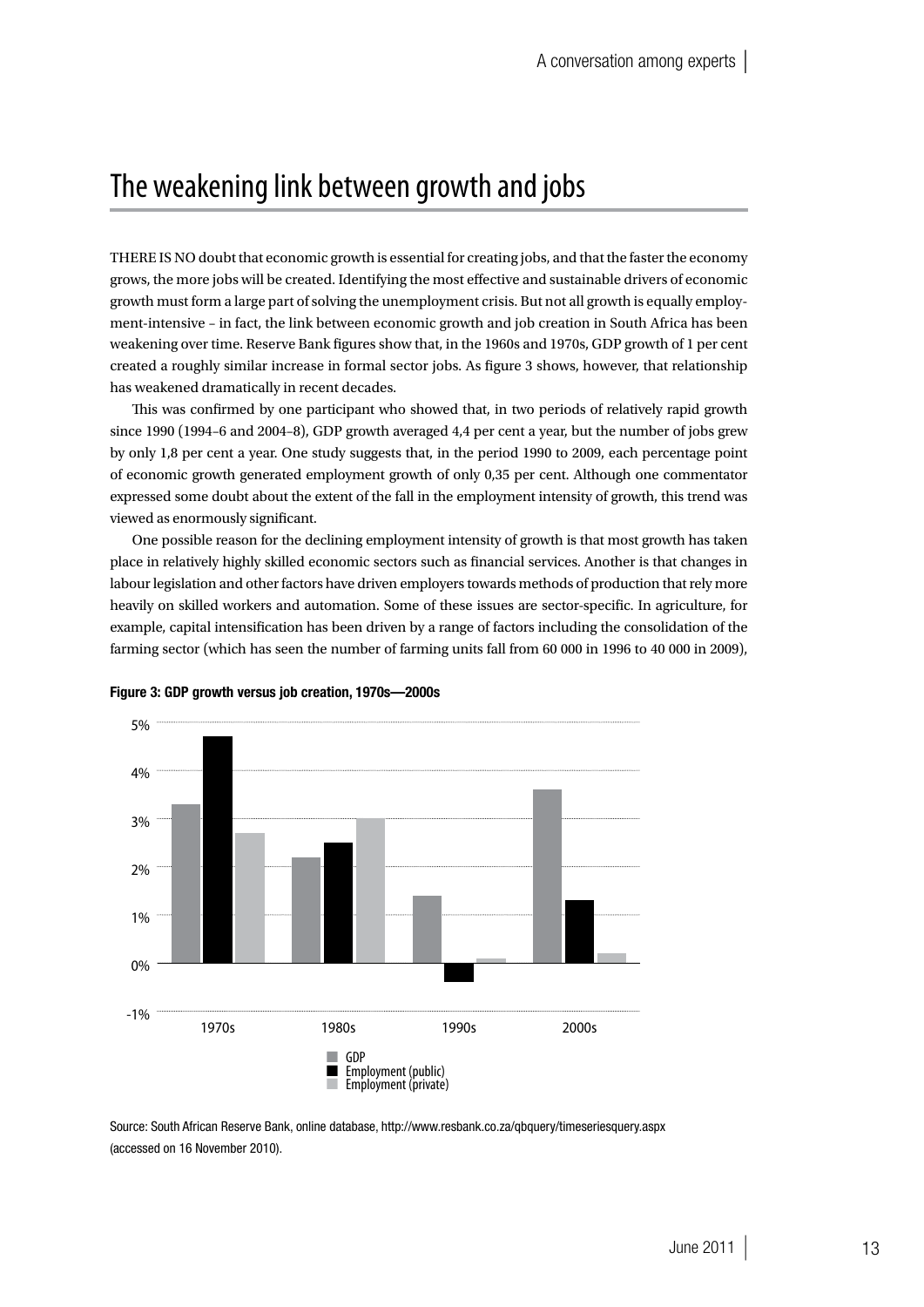## The weakening link between growth and jobs

THERE IS NO doubt that economic growth is essential for creating jobs, and that the faster the economy grows, the more jobs will be created. Identifying the most effective and sustainable drivers of economic growth must form a large part of solving the unemployment crisis. But not all growth is equally employment-intensive – in fact, the link between economic growth and job creation in South Africa has been weakening over time. Reserve Bank figures show that, in the 1960s and 1970s, GDP growth of 1 per cent created a roughly similar increase in formal sector jobs. As figure 3 shows, however, that relationship has weakened dramatically in recent decades.

This was confirmed by one participant who showed that, in two periods of relatively rapid growth since 1990 (1994–6 and 2004–8), GDP growth averaged 4,4 per cent a year, but the number of jobs grew by only 1,8 per cent a year. One study suggests that, in the period 1990 to 2009, each percentage point of economic growth generated employment growth of only 0,35 per cent. Although one commentator expressed some doubt about the extent of the fall in the employment intensity of growth, this trend was viewed as enormously significant.

One possible reason for the declining employment intensity of growth is that most growth has taken place in relatively highly skilled economic sectors such as financial services. Another is that changes in labour legislation and other factors have driven employers towards methods of production that rely more heavily on skilled workers and automation. Some of these issues are sector-specific. In agriculture, for example, capital intensification has been driven by a range of factors including the consolidation of the farming sector (which has seen the number of farming units fall from 60 000 in 1996 to 40 000 in 2009),

**Figure 3: GDP growth versus job creation, 1970s—2000s**

Source: South African Reserve Bank, online database, http://www.resbank.co.za/qbquery/timeseriesquery.aspx (accessed on 16 November 2010).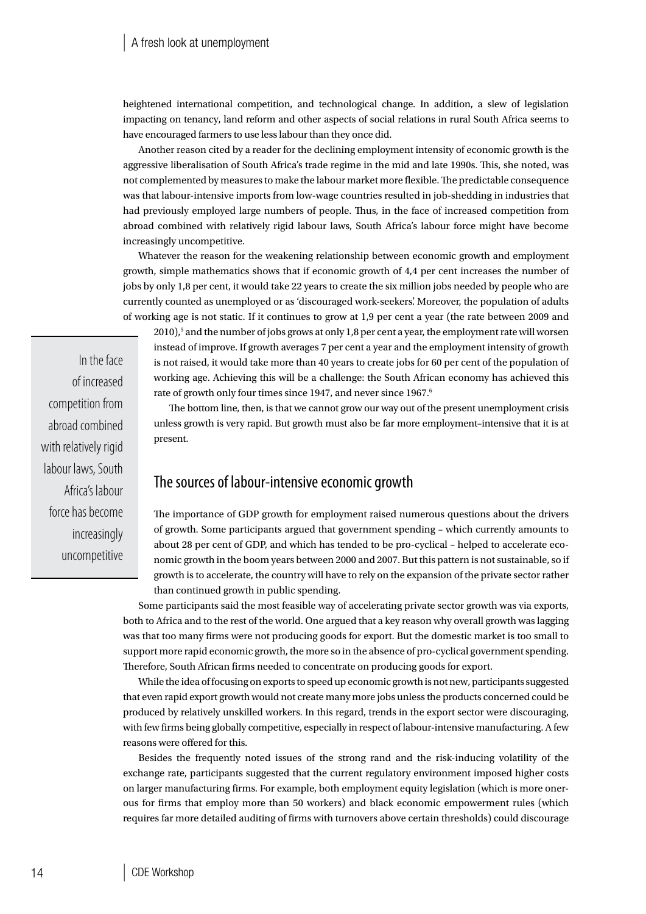heightened international competition, and technological change. In addition, a slew of legislation impacting on tenancy, land reform and other aspects of social relations in rural South Africa seems to have encouraged farmers to use less labour than they once did.

Another reason cited by a reader for the declining employment intensity of economic growth is the aggressive liberalisation of South Africa's trade regime in the mid and late 1990s. This, she noted, was not complemented by measures to make the labour market more flexible. The predictable consequence was that labour-intensive imports from low-wage countries resulted in job-shedding in industries that had previously employed large numbers of people. Thus, in the face of increased competition from abroad combined with relatively rigid labour laws, South Africa's labour force might have become increasingly uncompetitive.

Whatever the reason for the weakening relationship between economic growth and employment growth, simple mathematics shows that if economic growth of 4,4 per cent increases the number of jobs by only 1,8 per cent, it would take 22 years to create the six million jobs needed by people who are currently counted as unemployed or as 'discouraged work-seekers'. Moreover, the population of adults of working age is not static. If it continues to grow at 1,9 per cent a year (the rate between 2009 and 2010),[5] and the number of jobs grows at only 1,8 per cent a year, the employment rate will worsen instead of improve. If growth averages 7 per cent a year and the employment intensity of growth is not raised, it would take more than 40 years to create jobs for 60 per cent of the population of working age. Achieving this will be a challenge: the South African economy has achieved this rate of growth only four times since 1947, and never since 1967.[6]

> In the face of increased competition from abroad combined with relatively rigid labour laws, South Africa's labour force has become increasingly uncompetitive

The bottom line, then, is that we cannot grow our way out of the present unemployment crisis unless growth is very rapid. But growth must also be far more employment–intensive that it is at present.

## The sources of labour-intensive economic growth

The importance of GDP growth for employment raised numerous questions about the drivers of growth. Some participants argued that government spending – which currently amounts to about 28 per cent of GDP, and which has tended to be pro-cyclical – helped to accelerate economic growth in the boom years between 2000 and 2007. But this pattern is not sustainable, so if growth is to accelerate, the country will have to rely on the expansion of the private sector rather than continued growth in public spending.

Some participants said the most feasible way of accelerating private sector growth was via exports, both to Africa and to the rest of the world. One argued that a key reason why overall growth was lagging was that too many firms were not producing goods for export. But the domestic market is too small to support more rapid economic growth, the more so in the absence of pro-cyclical government spending. Therefore, South African firms needed to concentrate on producing goods for export.

While the idea of focusing on exports to speed up economic growth is not new, participants suggested that even rapid export growth would not create many more jobs unless the products concerned could be produced by relatively unskilled workers. In this regard, trends in the export sector were discouraging, with few firms being globally competitive, especially in respect of labour-intensive manufacturing. A few reasons were offered for this.

Besides the frequently noted issues of the strong rand and the risk-inducing volatility of the exchange rate, participants suggested that the current regulatory environment imposed higher costs on larger manufacturing firms. For example, both employment equity legislation (which is more onerous for firms that employ more than 50 workers) and black economic empowerment rules (which requires far more detailed auditing of firms with turnovers above certain thresholds) could discourage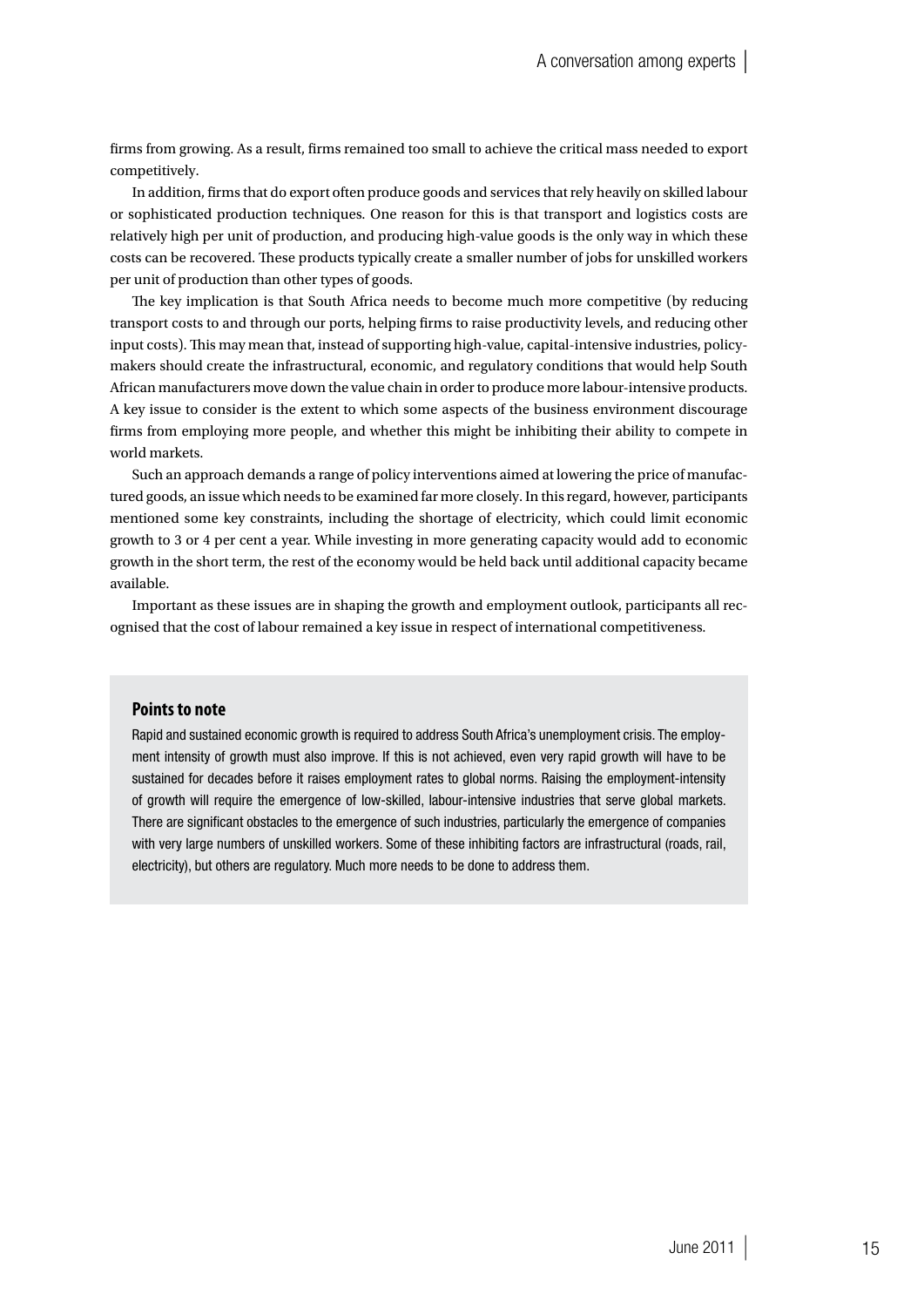firms from growing. As a result, firms remained too small to achieve the critical mass needed to export competitively.

In addition, firms that do export often produce goods and services that rely heavily on skilled labour or sophisticated production techniques. One reason for this is that transport and logistics costs are relatively high per unit of production, and producing high-value goods is the only way in which these costs can be recovered. These products typically create a smaller number of jobs for unskilled workers per unit of production than other types of goods.

The key implication is that South Africa needs to become much more competitive (by reducing transport costs to and through our ports, helping firms to raise productivity levels, and reducing other input costs). This may mean that, instead of supporting high-value, capital-intensive industries, policy-makers should create the infrastructural, economic, and regulatory conditions that would help South African manufacturers move down the value chain in order to produce more labour-intensive products. A key issue to consider is the extent to which some aspects of the business environment discourage firms from employing more people, and whether this might be inhibiting their ability to compete in world markets.

Such an approach demands a range of policy interventions aimed at lowering the price of manufactured goods, an issue which needs to be examined far more closely. In this regard, however, participants mentioned some key constraints, including the shortage of electricity, which could limit economic growth to 3 or 4 per cent a year. While investing in more generating capacity would add to economic growth in the short term, the rest of the economy would be held back until additional capacity became available.

Important as these issues are in shaping the growth and employment outlook, participants all recognised that the cost of labour remained a key issue in respect of international competitiveness.

### Points to note

Rapid and sustained economic growth is required to address South Africa's unemployment crisis. The employment intensity of growth must also improve. If this is not achieved, even very rapid growth will have to be sustained for decades before it raises employment rates to global norms. Raising the employment-intensity of growth will require the emergence of low-skilled, labour-intensive industries that serve global markets. There are significant obstacles to the emergence of such industries, particularly the emergence of companies with very large numbers of unskilled workers. Some of these inhibiting factors are infrastructural (roads, rail, electricity), but others are regulatory. Much more needs to be done to address them.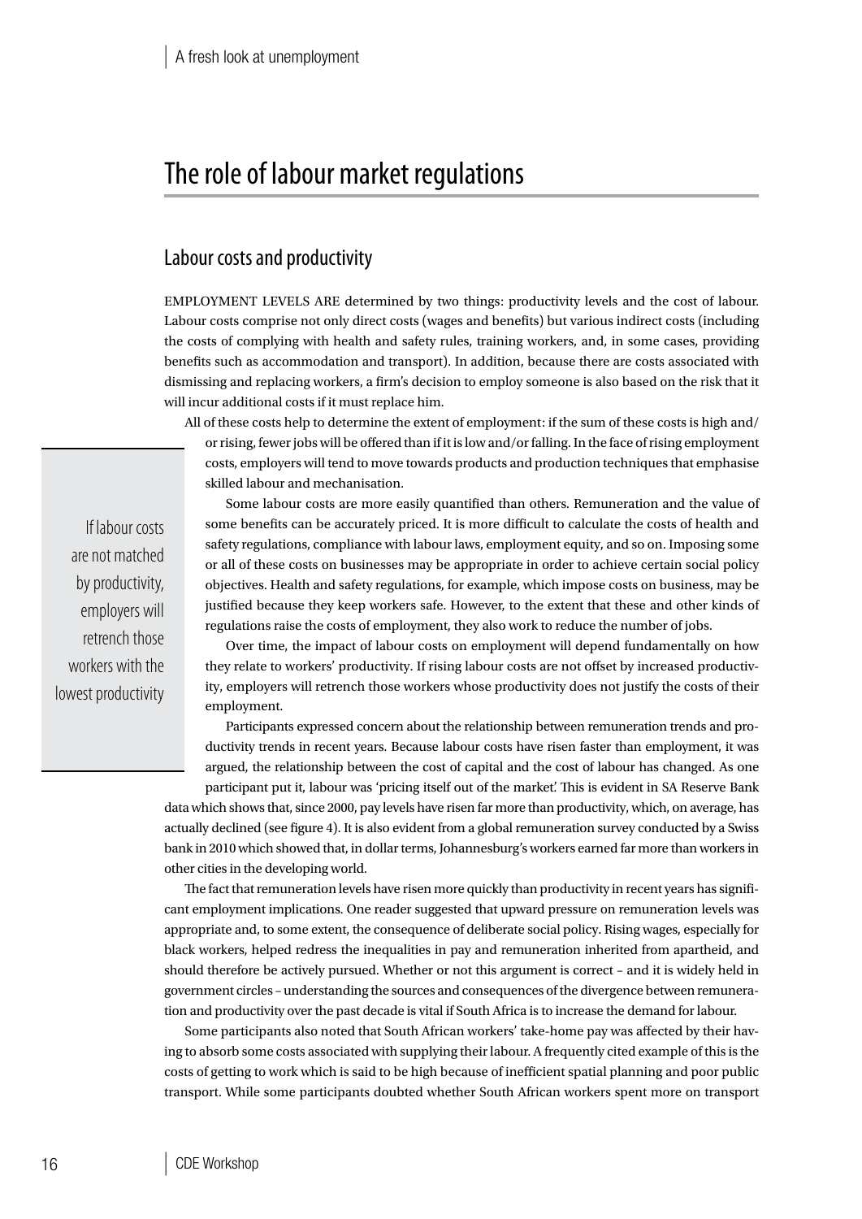# The role of labour market regulations

## Labour costs and productivity

EMPLOYMENT LEVELS ARE determined by two things: productivity levels and the cost of labour. Labour costs comprise not only direct costs (wages and benefits) but various indirect costs (including the costs of complying with health and safety rules, training workers, and, in some cases, providing benefits such as accommodation and transport). In addition, because there are costs associated with dismissing and replacing workers, a firm's decision to employ someone is also based on the risk that it will incur additional costs if it must replace him.

All of these costs help to determine the extent of employment: if the sum of these costs is high and/or rising, fewer jobs will be offered than if it is low and/or falling. In the face of rising employment costs, employers will tend to move towards products and production techniques that emphasise skilled labour and mechanisation.

> If labour costs are not matched by productivity, employers will retrench those workers with the lowest productivity

Some labour costs are more easily quantified than others. Remuneration and the value of some benefits can be accurately priced. It is more difficult to calculate the costs of health and safety regulations, compliance with labour laws, employment equity, and so on. Imposing some or all of these costs on businesses may be appropriate in order to achieve certain social policy objectives. Health and safety regulations, for example, which impose costs on business, may be justified because they keep workers safe. However, to the extent that these and other kinds of regulations raise the costs of employment, they also work to reduce the number of jobs.

Over time, the impact of labour costs on employment will depend fundamentally on how they relate to workers' productivity. If rising labour costs are not offset by increased productivity, employers will retrench those workers whose productivity does not justify the costs of their employment.

Participants expressed concern about the relationship between remuneration trends and productivity trends in recent years. Because labour costs have risen faster than employment, it was argued, the relationship between the cost of capital and the cost of labour has changed. As one participant put it, labour was 'pricing itself out of the market'. This is evident in SA Reserve Bank data which shows that, since 2000, pay levels have risen far more than productivity, which, on average, has actually declined (see figure 4). It is also evident from a global remuneration survey conducted by a Swiss bank in 2010 which showed that, in dollar terms, Johannesburg's workers earned far more than workers in other cities in the developing world.

The fact that remuneration levels have risen more quickly than productivity in recent years has significant employment implications. One reader suggested that upward pressure on remuneration levels was appropriate and, to some extent, the consequence of deliberate social policy. Rising wages, especially for black workers, helped redress the inequalities in pay and remuneration inherited from apartheid, and should therefore be actively pursued. Whether or not this argument is correct – and it is widely held in government circles – understanding the sources and consequences of the divergence between remuneration and productivity over the past decade is vital if South Africa is to increase the demand for labour.

Some participants also noted that South African workers' take-home pay was affected by their having to absorb some costs associated with supplying their labour. A frequently cited example of this is the costs of getting to work which is said to be high because of inefficient spatial planning and poor public transport. While some participants doubted whether South African workers spent more on transport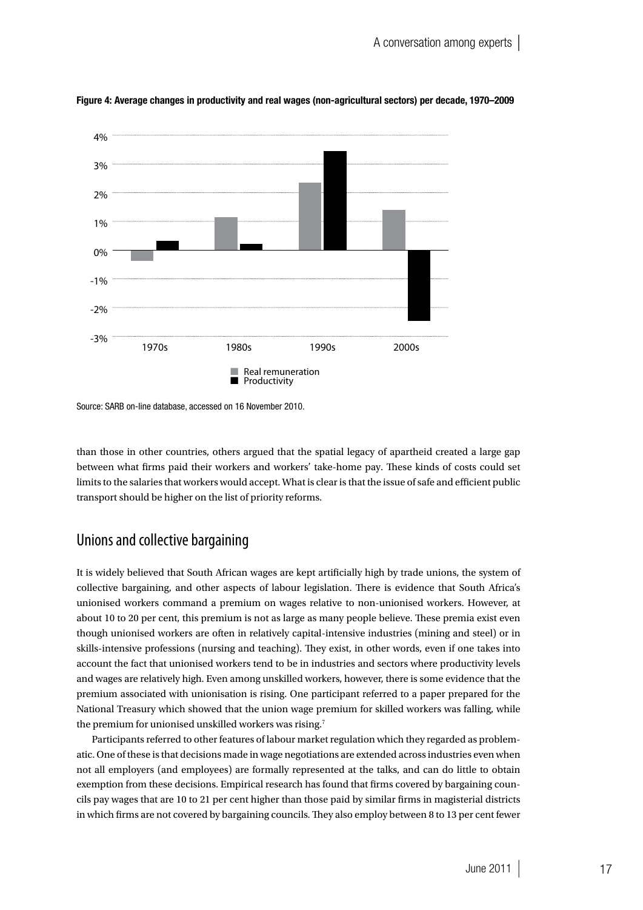**Figure 4: Average changes in productivity and real wages (non-agricultural sectors) per decade, 1970–2009**

Source: SARB on-line database, accessed on 16 November 2010.

than those in other countries, others argued that the spatial legacy of apartheid created a large gap between what firms paid their workers and workers' take-home pay. These kinds of costs could set limits to the salaries that workers would accept. What is clear is that the issue of safe and efficient public transport should be higher on the list of priority reforms.

## Unions and collective bargaining

It is widely believed that South African wages are kept artificially high by trade unions, the system of collective bargaining, and other aspects of labour legislation. There is evidence that South Africa's unionised workers command a premium on wages relative to non-unionised workers. However, at about 10 to 20 per cent, this premium is not as large as many people believe. These premia exist even though unionised workers are often in relatively capital-intensive industries (mining and steel) or in skills-intensive professions (nursing and teaching). They exist, in other words, even if one takes into account the fact that unionised workers tend to be in industries and sectors where productivity levels and wages are relatively high. Even among unskilled workers, however, there is some evidence that the premium associated with unionisation is rising. One participant referred to a paper prepared for the National Treasury which showed that the union wage premium for skilled workers was falling, while the premium for unionised unskilled workers was rising.[7]

Participants referred to other features of labour market regulation which they regarded as problematic. One of these is that decisions made in wage negotiations are extended across industries even when not all employers (and employees) are formally represented at the talks, and can do little to obtain exemption from these decisions. Empirical research has found that firms covered by bargaining councils pay wages that are 10 to 21 per cent higher than those paid by similar firms in magisterial districts in which firms are not covered by bargaining councils. They also employ between 8 to 13 per cent fewer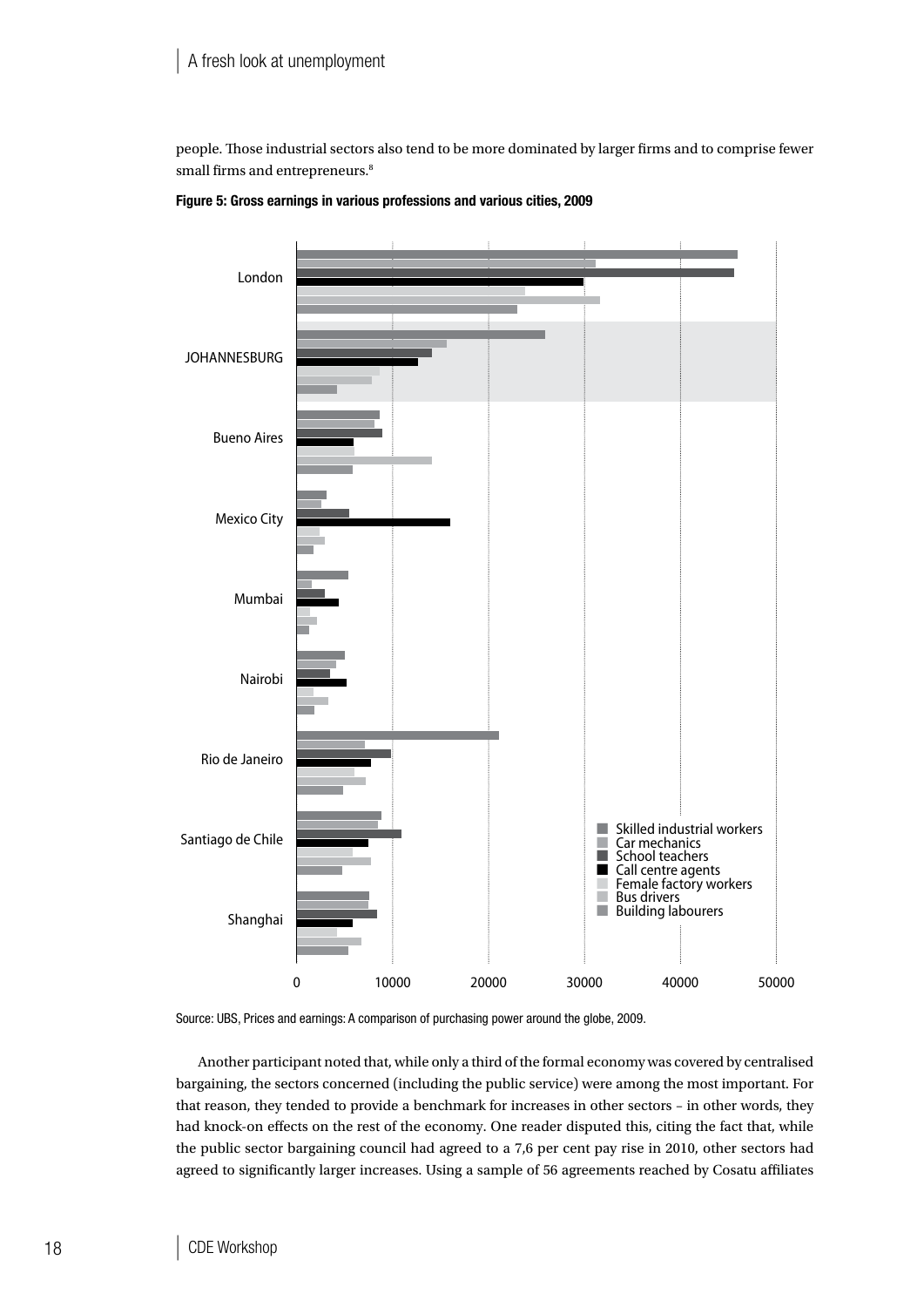people. Those industrial sectors also tend to be more dominated by larger firms and to comprise fewer small firms and entrepreneurs.[8]

**Figure 5: Gross earnings in various professions and various cities, 2009**

Source: UBS, Prices and earnings: A comparison of purchasing power around the globe, 2009.

Another participant noted that, while only a third of the formal economy was covered by centralised bargaining, the sectors concerned (including the public service) were among the most important. For that reason, they tended to provide a benchmark for increases in other sectors – in other words, they had knock-on effects on the rest of the economy. One reader disputed this, citing the fact that, while the public sector bargaining council had agreed to a 7,6 per cent pay rise in 2010, other sectors had agreed to significantly larger increases. Using a sample of 56 agreements reached by Cosatu affiliates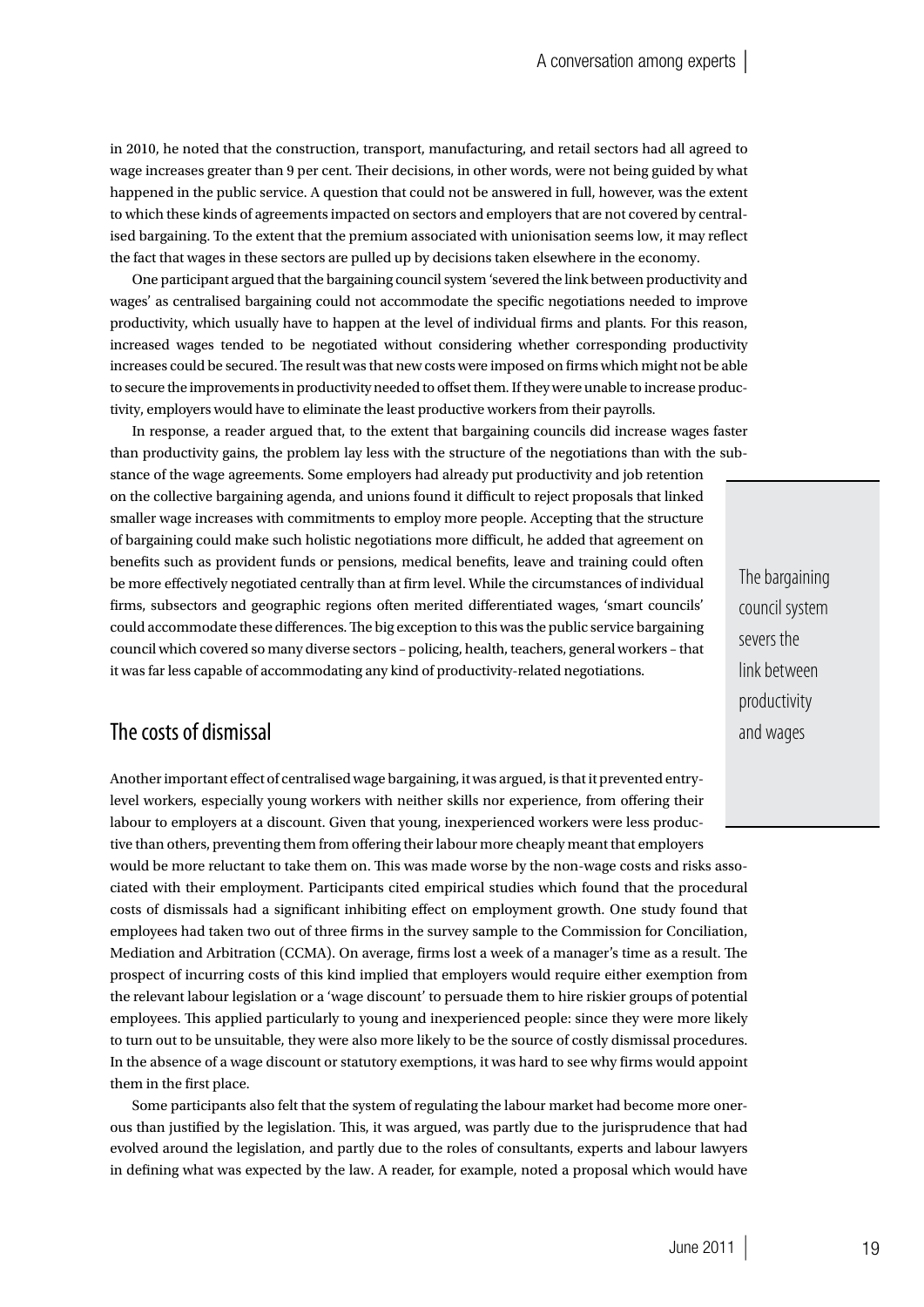in 2010, he noted that the construction, transport, manufacturing, and retail sectors had all agreed to wage increases greater than 9 per cent. Their decisions, in other words, were not being guided by what happened in the public service. A question that could not be answered in full, however, was the extent to which these kinds of agreements impacted on sectors and employers that are not covered by centralised bargaining. To the extent that the premium associated with unionisation seems low, it may reflect the fact that wages in these sectors are pulled up by decisions taken elsewhere in the economy.

One participant argued that the bargaining council system 'severed the link between productivity and wages' as centralised bargaining could not accommodate the specific negotiations needed to improve productivity, which usually have to happen at the level of individual firms and plants. For this reason, increased wages tended to be negotiated without considering whether corresponding productivity increases could be secured. The result was that new costs were imposed on firms which might not be able to secure the improvements in productivity needed to offset them. If they were unable to increase productivity, employers would have to eliminate the least productive workers from their payrolls.

In response, a reader argued that, to the extent that bargaining councils did increase wages faster than productivity gains, the problem lay less with the structure of the negotiations than with the substance of the wage agreements. Some employers had already put productivity and job retention on the collective bargaining agenda, and unions found it difficult to reject proposals that linked smaller wage increases with commitments to employ more people. Accepting that the structure of bargaining could make such holistic negotiations more difficult, he added that agreement on benefits such as provident funds or pensions, medical benefits, leave and training could often be more effectively negotiated centrally than at firm level. While the circumstances of individual firms, subsectors and geographic regions often merited differentiated wages, 'smart councils' could accommodate these differences. The big exception to this was the public service bargaining council which covered so many diverse sectors – policing, health, teachers, general workers – that it was far less capable of accommodating any kind of productivity-related negotiations.

> The bargaining council system severs the link between productivity and wages

## The costs of dismissal

Another important effect of centralised wage bargaining, it was argued, is that it prevented entry-level workers, especially young workers with neither skills nor experience, from offering their labour to employers at a discount. Given that young, inexperienced workers were less productive than others, preventing them from offering their labour more cheaply meant that employers would be more reluctant to take them on. This was made worse by the non-wage costs and risks associated with their employment. Participants cited empirical studies which found that the procedural costs of dismissals had a significant inhibiting effect on employment growth. One study found that employees had taken two out of three firms in the survey sample to the Commission for Conciliation, Mediation and Arbitration (CCMA). On average, firms lost a week of a manager's time as a result. The prospect of incurring costs of this kind implied that employers would require either exemption from the relevant labour legislation or a 'wage discount' to persuade them to hire riskier groups of potential employees. This applied particularly to young and inexperienced people: since they were more likely to turn out to be unsuitable, they were also more likely to be the source of costly dismissal procedures. In the absence of a wage discount or statutory exemptions, it was hard to see why firms would appoint them in the first place.

Some participants also felt that the system of regulating the labour market had become more onerous than justified by the legislation. This, it was argued, was partly due to the jurisprudence that had evolved around the legislation, and partly due to the roles of consultants, experts and labour lawyers in defining what was expected by the law. A reader, for example, noted a proposal which would have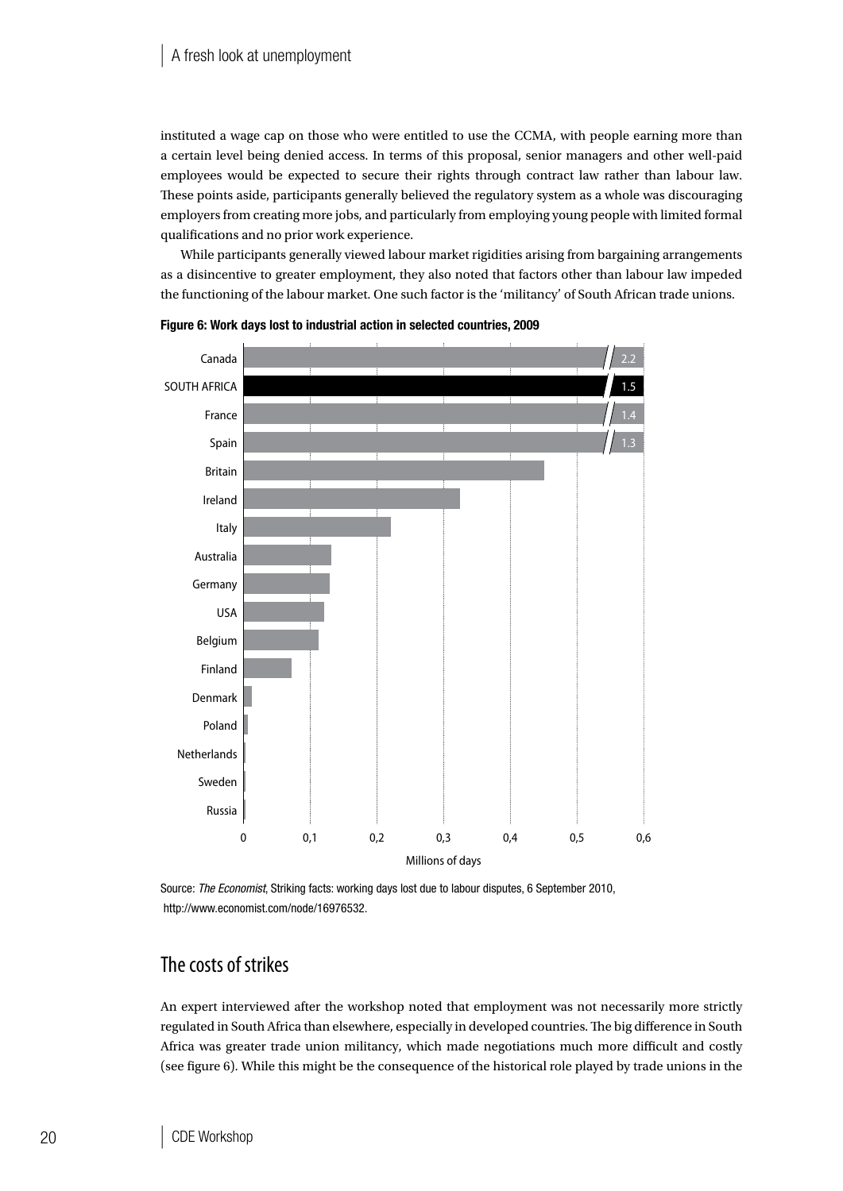instituted a wage cap on those who were entitled to use the CCMA, with people earning more than a certain level being denied access. In terms of this proposal, senior managers and other well-paid employees would be expected to secure their rights through contract law rather than labour law. These points aside, participants generally believed the regulatory system as a whole was discouraging employers from creating more jobs, and particularly from employing young people with limited formal qualifications and no prior work experience.

While participants generally viewed labour market rigidities arising from bargaining arrangements as a disincentive to greater employment, they also noted that factors other than labour law impeded the functioning of the labour market. One such factor is the 'militancy' of South African trade unions.

**Figure 6: Work days lost to industrial action in selected countries, 2009**

Source: *The Economist*, Striking facts: working days lost due to labour disputes, 6 September 2010, http://www.economist.com/node/16976532.

## The costs of strikes

An expert interviewed after the workshop noted that employment was not necessarily more strictly regulated in South Africa than elsewhere, especially in developed countries. The big difference in South Africa was greater trade union militancy, which made negotiations much more difficult and costly (see figure 6). While this might be the consequence of the historical role played by trade unions in the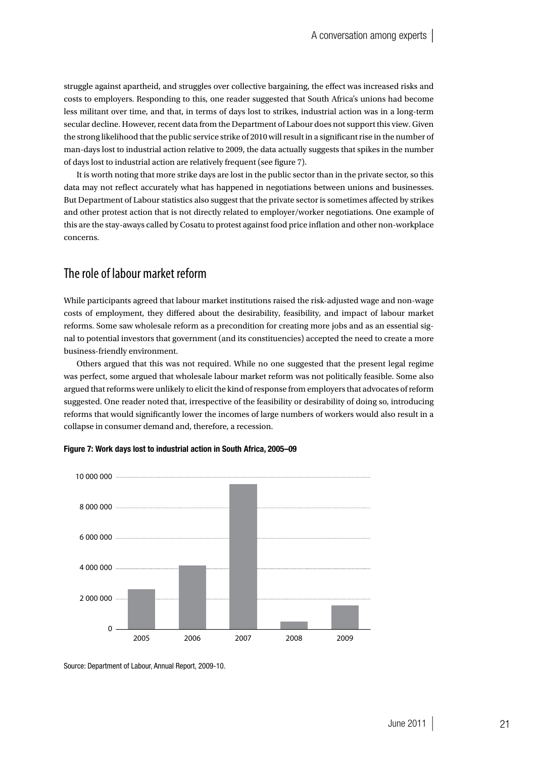struggle against apartheid, and struggles over collective bargaining, the effect was increased risks and costs to employers. Responding to this, one reader suggested that South Africa's unions had become less militant over time, and that, in terms of days lost to strikes, industrial action was in a long-term secular decline. However, recent data from the Department of Labour does not support this view. Given the strong likelihood that the public service strike of 2010 will result in a significant rise in the number of man-days lost to industrial action relative to 2009, the data actually suggests that spikes in the number of days lost to industrial action are relatively frequent (see figure 7).

It is worth noting that more strike days are lost in the public sector than in the private sector, so this data may not reflect accurately what has happened in negotiations between unions and businesses. But Department of Labour statistics also suggest that the private sector is sometimes affected by strikes and other protest action that is not directly related to employer/worker negotiations. One example of this are the stay-aways called by Cosatu to protest against food price inflation and other non-workplace concerns.

## The role of labour market reform

While participants agreed that labour market institutions raised the risk-adjusted wage and non-wage costs of employment, they differed about the desirability, feasibility, and impact of labour market reforms. Some saw wholesale reform as a precondition for creating more jobs and as an essential signal to potential investors that government (and its constituencies) accepted the need to create a more business-friendly environment.

Others argued that this was not required. While no one suggested that the present legal regime was perfect, some argued that wholesale labour market reform was not politically feasible. Some also argued that reforms were unlikely to elicit the kind of response from employers that advocates of reform suggested. One reader noted that, irrespective of the feasibility or desirability of doing so, introducing reforms that would significantly lower the incomes of large numbers of workers would also result in a collapse in consumer demand and, therefore, a recession.

**Figure 7: Work days lost to industrial action in South Africa, 2005–09**

Source: Department of Labour, Annual Report, 2009-10.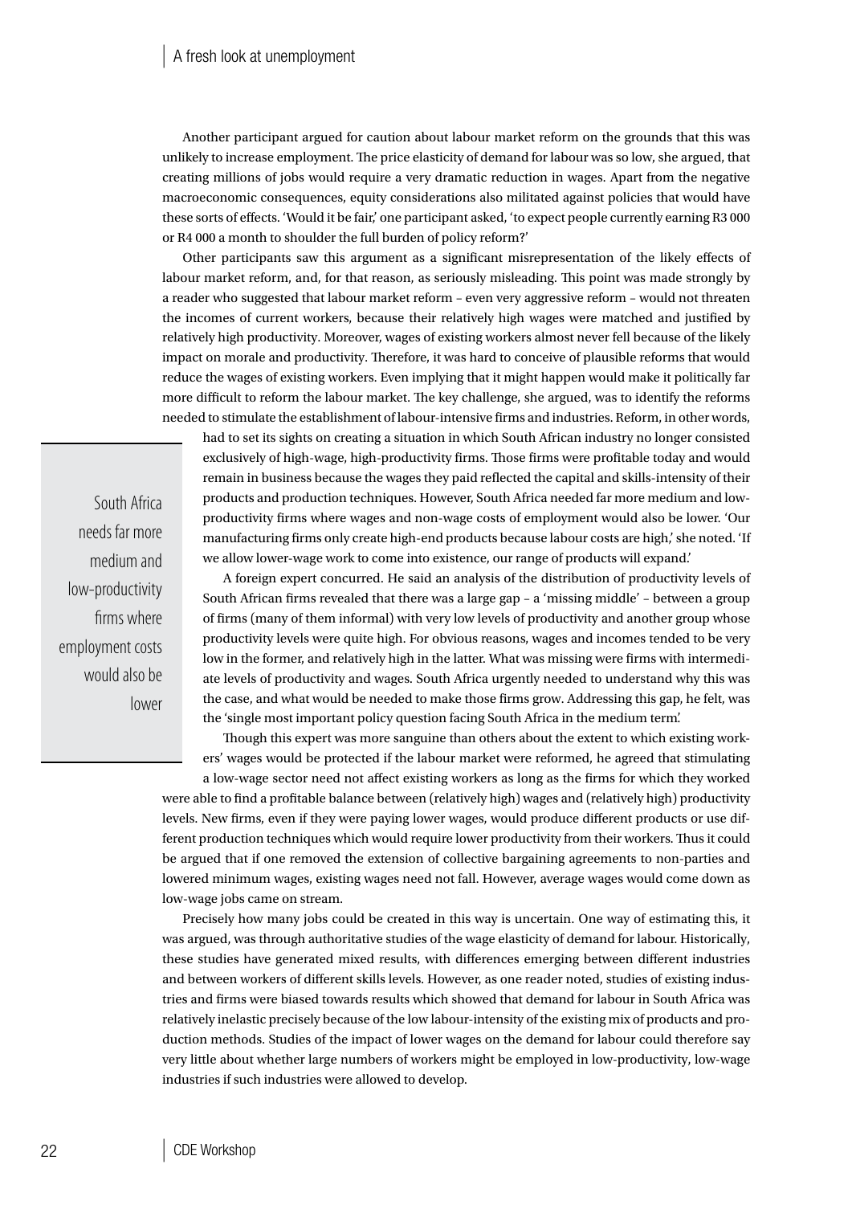Another participant argued for caution about labour market reform on the grounds that this was unlikely to increase employment. The price elasticity of demand for labour was so low, she argued, that creating millions of jobs would require a very dramatic reduction in wages. Apart from the negative macroeconomic consequences, equity considerations also militated against policies that would have these sorts of effects. 'Would it be fair,' one participant asked, 'to expect people currently earning R3 000 or R4 000 a month to shoulder the full burden of policy reform?'

Other participants saw this argument as a significant misrepresentation of the likely effects of labour market reform, and, for that reason, as seriously misleading. This point was made strongly by a reader who suggested that labour market reform – even very aggressive reform – would not threaten the incomes of current workers, because their relatively high wages were matched and justified by relatively high productivity. Moreover, wages of existing workers almost never fell because of the likely impact on morale and productivity. Therefore, it was hard to conceive of plausible reforms that would reduce the wages of existing workers. Even implying that it might happen would make it politically far more difficult to reform the labour market. The key challenge, she argued, was to identify the reforms needed to stimulate the establishment of labour-intensive firms and industries. Reform, in other words, had to set its sights on creating a situation in which South African industry no longer consisted exclusively of high-wage, high-productivity firms. Those firms were profitable today and would remain in business because the wages they paid reflected the capital and skills-intensity of their products and production techniques. However, South Africa needed far more medium and low-productivity firms where wages and non-wage costs of employment would also be lower. 'Our manufacturing firms only create high-end products because labour costs are high,' she noted. 'If we allow lower-wage work to come into existence, our range of products will expand.'

> South Africa needs far more medium and low-productivity firms where employment costs would also be lower

A foreign expert concurred. He said an analysis of the distribution of productivity levels of South African firms revealed that there was a large gap – a 'missing middle' – between a group of firms (many of them informal) with very low levels of productivity and another group whose productivity levels were quite high. For obvious reasons, wages and incomes tended to be very low in the former, and relatively high in the latter. What was missing were firms with intermediate levels of productivity and wages. South Africa urgently needed to understand why this was the case, and what would be needed to make those firms grow. Addressing this gap, he felt, was the 'single most important policy question facing South Africa in the medium term'.

Though this expert was more sanguine than others about the extent to which existing workers' wages would be protected if the labour market were reformed, he agreed that stimulating a low-wage sector need not affect existing workers as long as the firms for which they worked were able to find a profitable balance between (relatively high) wages and (relatively high) productivity levels. New firms, even if they were paying lower wages, would produce different products or use different production techniques which would require lower productivity from their workers. Thus it could be argued that if one removed the extension of collective bargaining agreements to non-parties and lowered minimum wages, existing wages need not fall. However, average wages would come down as low-wage jobs came on stream.

Precisely how many jobs could be created in this way is uncertain. One way of estimating this, it was argued, was through authoritative studies of the wage elasticity of demand for labour. Historically, these studies have generated mixed results, with differences emerging between different industries and between workers of different skills levels. However, as one reader noted, studies of existing industries and firms were biased towards results which showed that demand for labour in South Africa was relatively inelastic precisely because of the low labour-intensity of the existing mix of products and production methods. Studies of the impact of lower wages on the demand for labour could therefore say very little about whether large numbers of workers might be employed in low-productivity, low-wage industries if such industries were allowed to develop.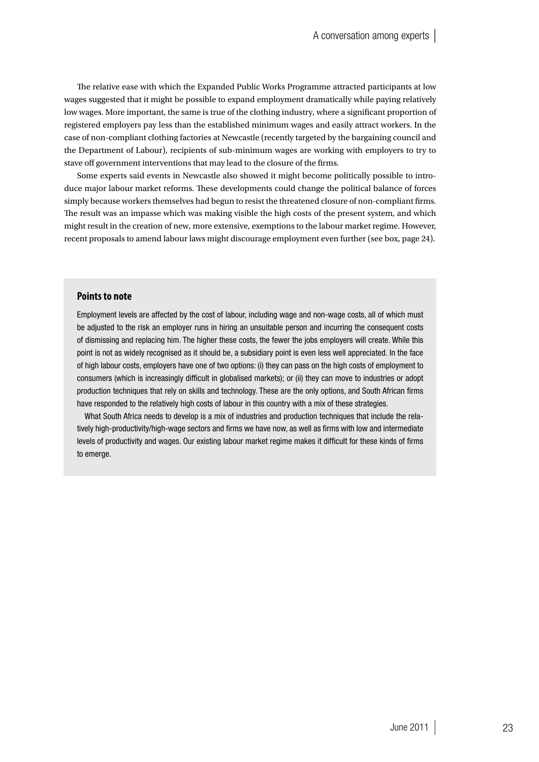The relative ease with which the Expanded Public Works Programme attracted participants at low wages suggested that it might be possible to expand employment dramatically while paying relatively low wages. More important, the same is true of the clothing industry, where a significant proportion of registered employers pay less than the established minimum wages and easily attract workers. In the case of non-compliant clothing factories at Newcastle (recently targeted by the bargaining council and the Department of Labour), recipients of sub-minimum wages are working with employers to try to stave off government interventions that may lead to the closure of the firms.

Some experts said events in Newcastle also showed it might become politically possible to introduce major labour market reforms. These developments could change the political balance of forces simply because workers themselves had begun to resist the threatened closure of non-compliant firms. The result was an impasse which was making visible the high costs of the present system, and which might result in the creation of new, more extensive, exemptions to the labour market regime. However, recent proposals to amend labour laws might discourage employment even further (see box, page 24).

### Points to note

Employment levels are affected by the cost of labour, including wage and non-wage costs, all of which must be adjusted to the risk an employer runs in hiring an unsuitable person and incurring the consequent costs of dismissing and replacing him. The higher these costs, the fewer the jobs employers will create. While this point is not as widely recognised as it should be, a subsidiary point is even less well appreciated. In the face of high labour costs, employers have one of two options: (i) they can pass on the high costs of employment to consumers (which is increasingly difficult in globalised markets); or (ii) they can move to industries or adopt production techniques that rely on skills and technology. These are the only options, and South African firms have responded to the relatively high costs of labour in this country with a mix of these strategies.

What South Africa needs to develop is a mix of industries and production techniques that include the relatively high-productivity/high-wage sectors and firms we have now, as well as firms with low and intermediate levels of productivity and wages. Our existing labour market regime makes it difficult for these kinds of firms to emerge.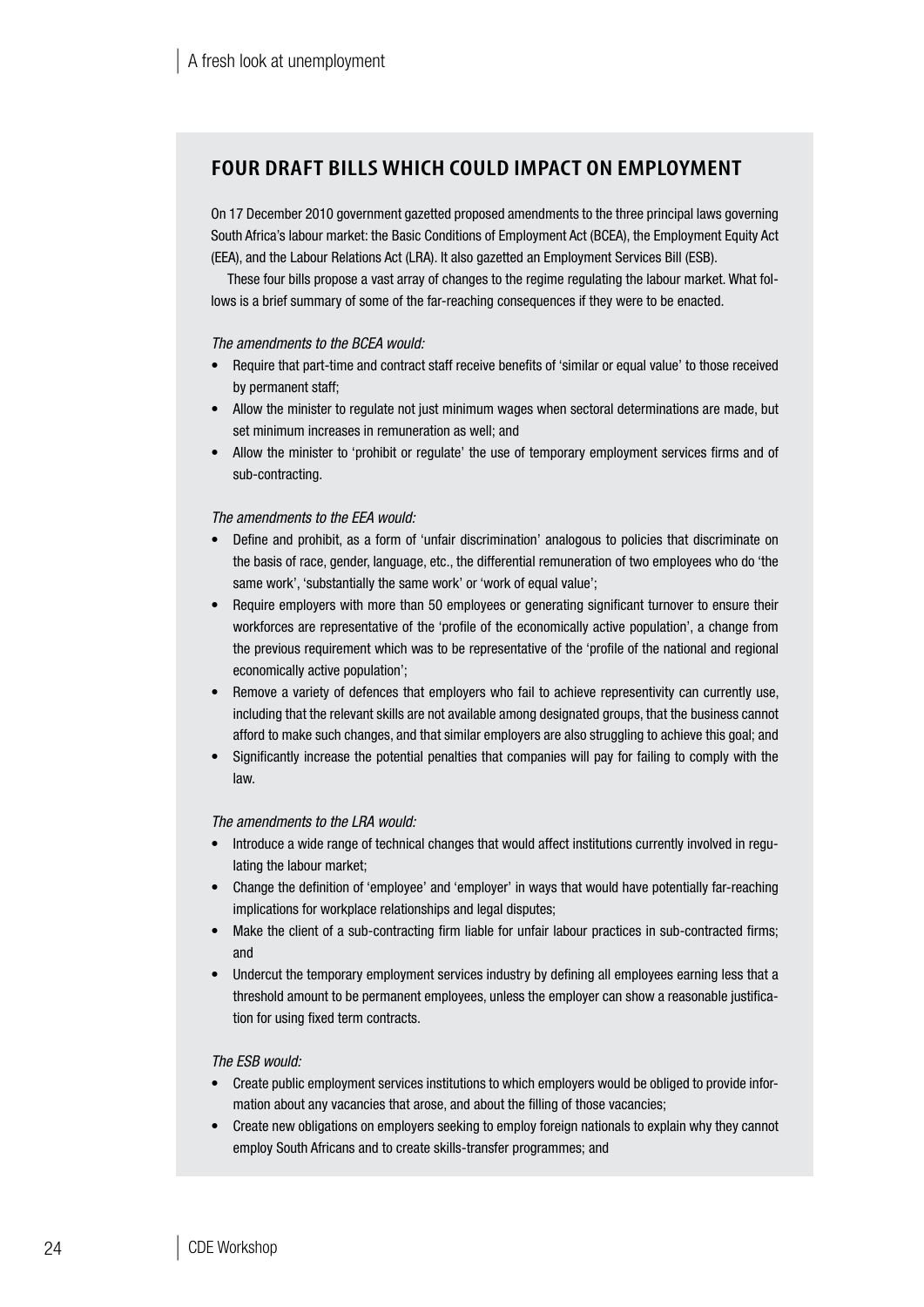## FOUR DRAFT BILLS WHICH COULD IMPACT ON EMPLOYMENT

On 17 December 2010 government gazetted proposed amendments to the three principal laws governing South Africa's labour market: the Basic Conditions of Employment Act (BCEA), the Employment Equity Act (EEA), and the Labour Relations Act (LRA). It also gazetted an Employment Services Bill (ESB).

These four bills propose a vast array of changes to the regime regulating the labour market. What follows is a brief summary of some of the far-reaching consequences if they were to be enacted.

*The amendments to the BCEA would:*

- Require that part-time and contract staff receive benefits of 'similar or equal value' to those received by permanent staff;
- Allow the minister to regulate not just minimum wages when sectoral determinations are made, but set minimum increases in remuneration as well; and
- Allow the minister to 'prohibit or regulate' the use of temporary employment services firms and of sub-contracting.

*The amendments to the EEA would:*

- Define and prohibit, as a form of 'unfair discrimination' analogous to policies that discriminate on the basis of race, gender, language, etc., the differential remuneration of two employees who do 'the same work', 'substantially the same work' or 'work of equal value';
- Require employers with more than 50 employees or generating significant turnover to ensure their workforces are representative of the 'profile of the economically active population', a change from the previous requirement which was to be representative of the 'profile of the national and regional economically active population';
- Remove a variety of defences that employers who fail to achieve representivity can currently use, including that the relevant skills are not available among designated groups, that the business cannot afford to make such changes, and that similar employers are also struggling to achieve this goal; and
- Significantly increase the potential penalties that companies will pay for failing to comply with the law.

*The amendments to the LRA would:*

- Introduce a wide range of technical changes that would affect institutions currently involved in regulating the labour market;
- Change the definition of 'employee' and 'employer' in ways that would have potentially far-reaching implications for workplace relationships and legal disputes;
- Make the client of a sub-contracting firm liable for unfair labour practices in sub-contracted firms; and
- Undercut the temporary employment services industry by defining all employees earning less that a threshold amount to be permanent employees, unless the employer can show a reasonable justification for using fixed term contracts.

*The ESB would:*

- Create public employment services institutions to which employers would be obliged to provide information about any vacancies that arose, and about the filling of those vacancies;
- Create new obligations on employers seeking to employ foreign nationals to explain why they cannot employ South Africans and to create skills-transfer programmes; and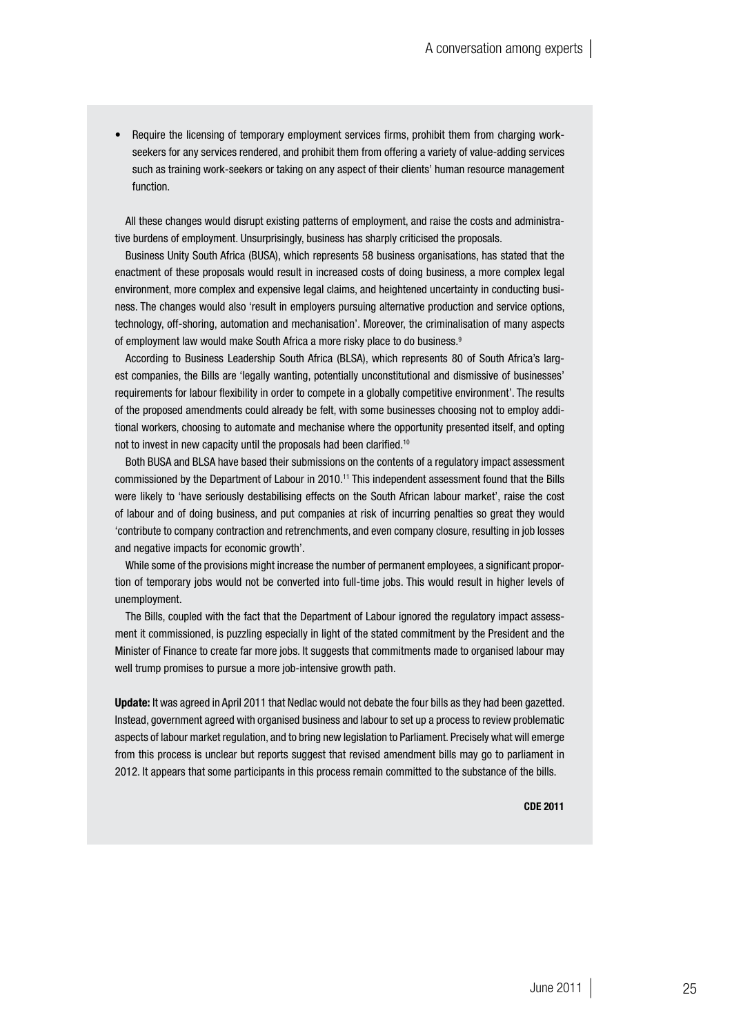- Require the licensing of temporary employment services firms, prohibit them from charging work-seekers for any services rendered, and prohibit them from offering a variety of value-adding services such as training work-seekers or taking on any aspect of their clients' human resource management function.

All these changes would disrupt existing patterns of employment, and raise the costs and administrative burdens of employment. Unsurprisingly, business has sharply criticised the proposals.

Business Unity South Africa (BUSA), which represents 58 business organisations, has stated that the enactment of these proposals would result in increased costs of doing business, a more complex legal environment, more complex and expensive legal claims, and heightened uncertainty in conducting business. The changes would also 'result in employers pursuing alternative production and service options, technology, off-shoring, automation and mechanisation'. Moreover, the criminalisation of many aspects of employment law would make South Africa a more risky place to do business.[9]

According to Business Leadership South Africa (BLSA), which represents 80 of South Africa's largest companies, the Bills are 'legally wanting, potentially unconstitutional and dismissive of businesses' requirements for labour flexibility in order to compete in a globally competitive environment'. The results of the proposed amendments could already be felt, with some businesses choosing not to employ additional workers, choosing to automate and mechanise where the opportunity presented itself, and opting not to invest in new capacity until the proposals had been clarified.[10]

Both BUSA and BLSA have based their submissions on the contents of a regulatory impact assessment commissioned by the Department of Labour in 2010.[11] This independent assessment found that the Bills were likely to 'have seriously destabilising effects on the South African labour market', raise the cost of labour and of doing business, and put companies at risk of incurring penalties so great they would 'contribute to company contraction and retrenchments, and even company closure, resulting in job losses and negative impacts for economic growth'.

While some of the provisions might increase the number of permanent employees, a significant proportion of temporary jobs would not be converted into full-time jobs. This would result in higher levels of unemployment.

The Bills, coupled with the fact that the Department of Labour ignored the regulatory impact assessment it commissioned, is puzzling especially in light of the stated commitment by the President and the Minister of Finance to create far more jobs. It suggests that commitments made to organised labour may well trump promises to pursue a more job-intensive growth path.

**Update:** It was agreed in April 2011 that Nedlac would not debate the four bills as they had been gazetted. Instead, government agreed with organised business and labour to set up a process to review problematic aspects of labour market regulation, and to bring new legislation to Parliament. Precisely what will emerge from this process is unclear but reports suggest that revised amendment bills may go to parliament in 2012. It appears that some participants in this process remain committed to the substance of the bills.

**CDE 2011**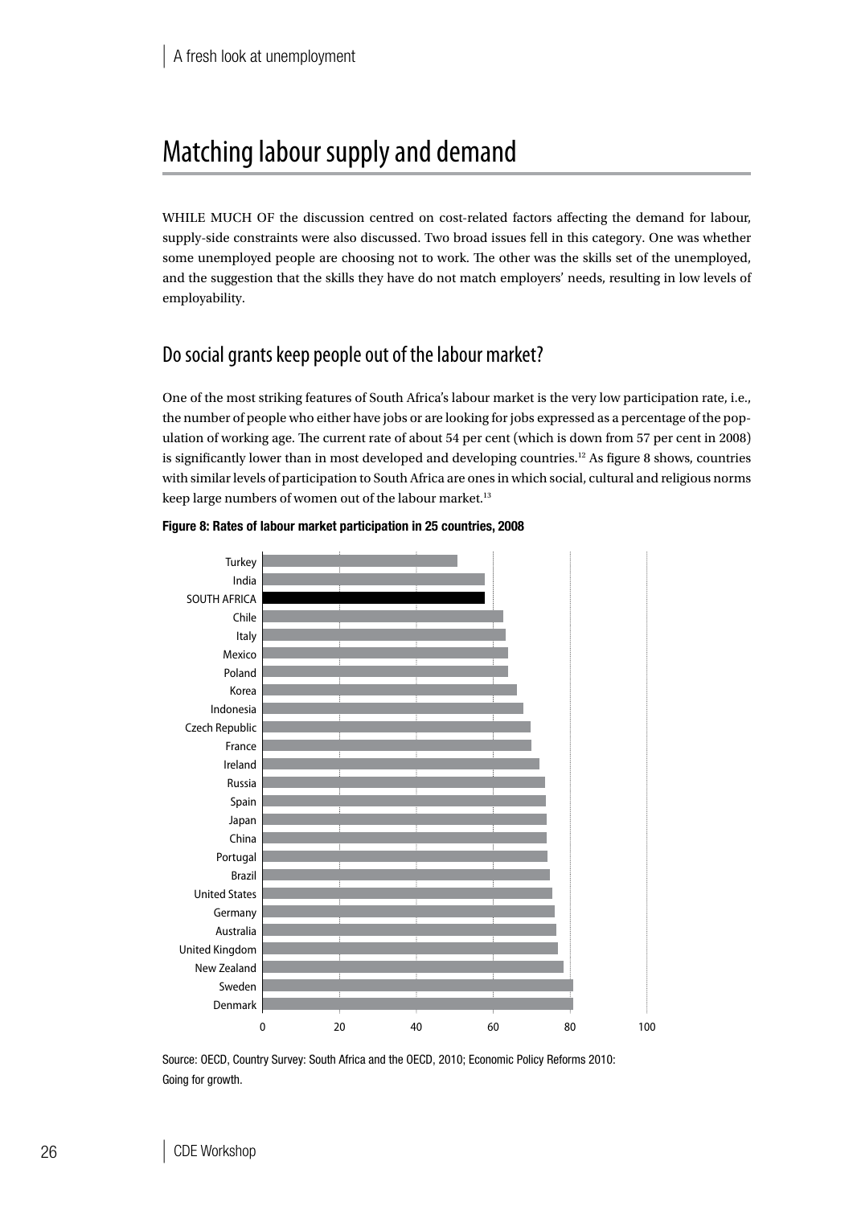# Matching labour supply and demand

WHILE MUCH OF the discussion centred on cost-related factors affecting the demand for labour, supply-side constraints were also discussed. Two broad issues fell in this category. One was whether some unemployed people are choosing not to work. The other was the skills set of the unemployed, and the suggestion that the skills they have do not match employers' needs, resulting in low levels of employability.

## Do social grants keep people out of the labour market?

One of the most striking features of South Africa's labour market is the very low participation rate, i.e., the number of people who either have jobs or are looking for jobs expressed as a percentage of the population of working age. The current rate of about 54 per cent (which is down from 57 per cent in 2008) is significantly lower than in most developed and developing countries.[12] As figure 8 shows, countries with similar levels of participation to South Africa are ones in which social, cultural and religious norms keep large numbers of women out of the labour market.[13]

**Figure 8: Rates of labour market participation in 25 countries, 2008**

Countries (in order shown): Turkey, India, SOUTH AFRICA, Chile, Italy, Mexico, Poland, Korea, Indonesia, Czech Republic, France, Ireland, Russia, Spain, Japan, China, Portugal, Brazil, United States, Germany, Australia, United Kingdom, New Zealand, Sweden, Denmark

Axis: 0, 20, 40, 60, 80, 100

Source: OECD, Country Survey: South Africa and the OECD, 2010; Economic Policy Reforms 2010: Going for growth.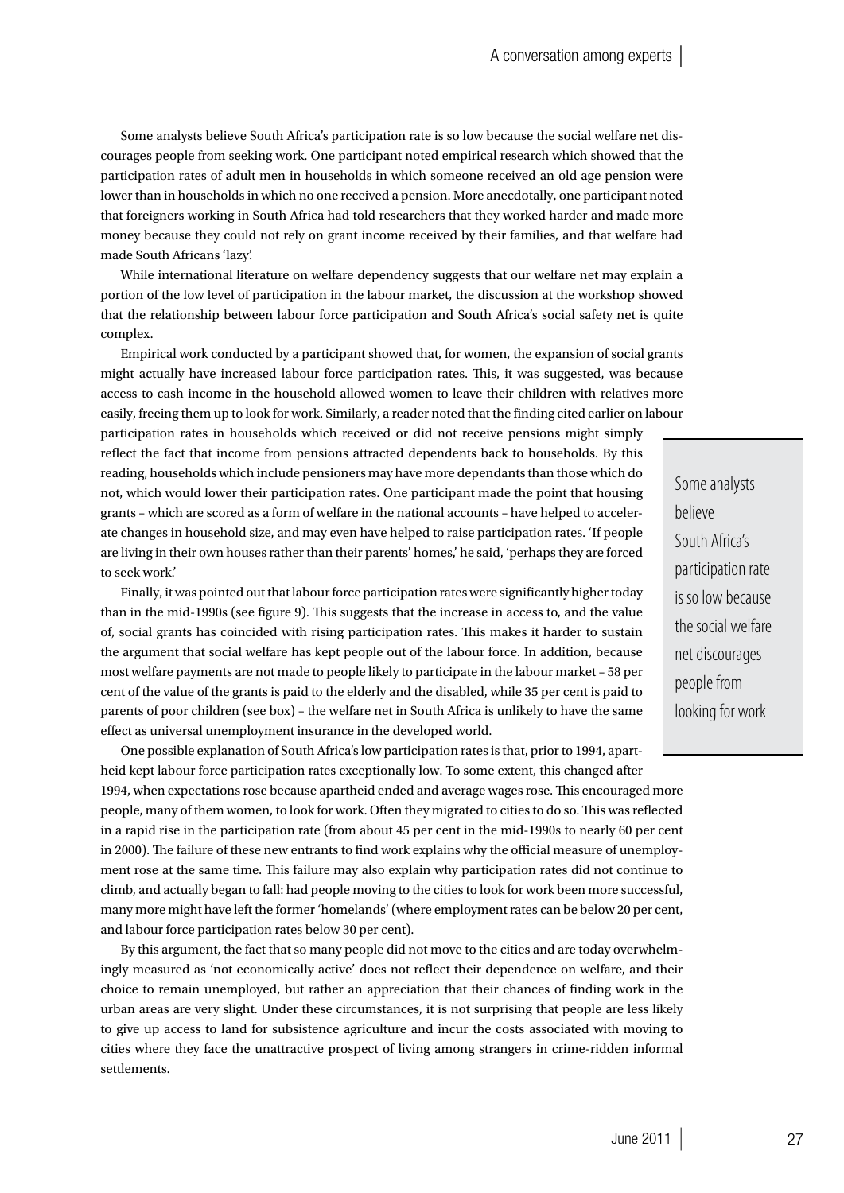Some analysts believe South Africa's participation rate is so low because the social welfare net discourages people from seeking work. One participant noted empirical research which showed that the participation rates of adult men in households in which someone received an old age pension were lower than in households in which no one received a pension. More anecdotally, one participant noted that foreigners working in South Africa had told researchers that they worked harder and made more money because they could not rely on grant income received by their families, and that welfare had made South Africans 'lazy'.

While international literature on welfare dependency suggests that our welfare net may explain a portion of the low level of participation in the labour market, the discussion at the workshop showed that the relationship between labour force participation and South Africa's social safety net is quite complex.

Empirical work conducted by a participant showed that, for women, the expansion of social grants might actually have increased labour force participation rates. This, it was suggested, was because access to cash income in the household allowed women to leave their children with relatives more easily, freeing them up to look for work. Similarly, a reader noted that the finding cited earlier on labour participation rates in households which received or did not receive pensions might simply reflect the fact that income from pensions attracted dependents back to households. By this reading, households which include pensioners may have more dependants than those which do not, which would lower their participation rates. One participant made the point that housing grants – which are scored as a form of welfare in the national accounts – have helped to accelerate changes in household size, and may even have helped to raise participation rates. 'If people are living in their own houses rather than their parents' homes,' he said, 'perhaps they are forced to seek work.'

> Some analysts believe South Africa's participation rate is so low because the social welfare net discourages people from looking for work

Finally, it was pointed out that labour force participation rates were significantly higher today than in the mid-1990s (see figure 9). This suggests that the increase in access to, and the value of, social grants has coincided with rising participation rates. This makes it harder to sustain the argument that social welfare has kept people out of the labour force. In addition, because most welfare payments are not made to people likely to participate in the labour market – 58 per cent of the value of the grants is paid to the elderly and the disabled, while 35 per cent is paid to parents of poor children (see box) – the welfare net in South Africa is unlikely to have the same effect as universal unemployment insurance in the developed world.

One possible explanation of South Africa's low participation rates is that, prior to 1994, apartheid kept labour force participation rates exceptionally low. To some extent, this changed after 1994, when expectations rose because apartheid ended and average wages rose. This encouraged more people, many of them women, to look for work. Often they migrated to cities to do so. This was reflected in a rapid rise in the participation rate (from about 45 per cent in the mid-1990s to nearly 60 per cent in 2000). The failure of these new entrants to find work explains why the official measure of unemployment rose at the same time. This failure may also explain why participation rates did not continue to climb, and actually began to fall: had people moving to the cities to look for work been more successful, many more might have left the former 'homelands' (where employment rates can be below 20 per cent, and labour force participation rates below 30 per cent).

By this argument, the fact that so many people did not move to the cities and are today overwhelmingly measured as 'not economically active' does not reflect their dependence on welfare, and their choice to remain unemployed, but rather an appreciation that their chances of finding work in the urban areas are very slight. Under these circumstances, it is not surprising that people are less likely to give up access to land for subsistence agriculture and incur the costs associated with moving to cities where they face the unattractive prospect of living among strangers in crime-ridden informal settlements.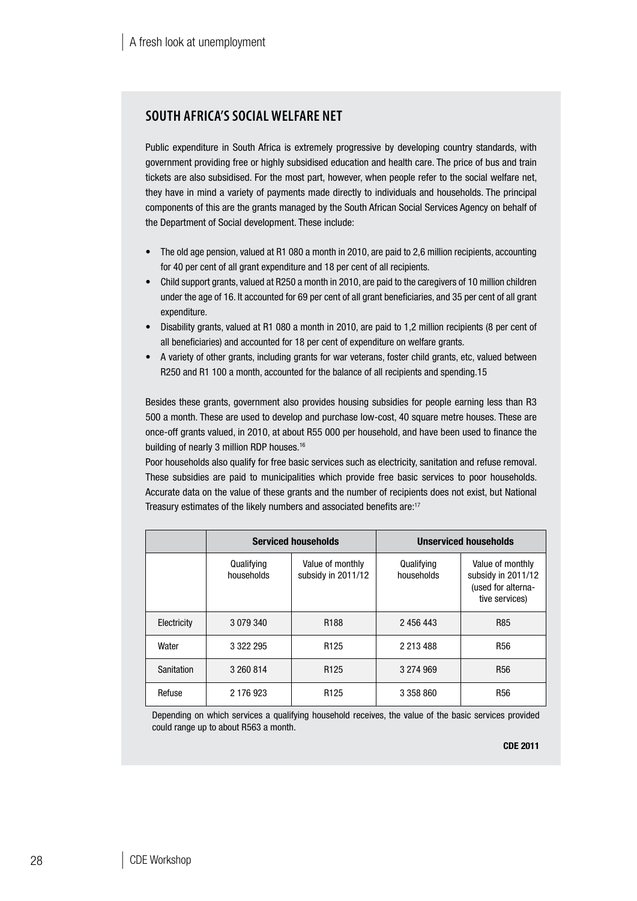## SOUTH AFRICA'S SOCIAL WELFARE NET

Public expenditure in South Africa is extremely progressive by developing country standards, with government providing free or highly subsidised education and health care. The price of bus and train tickets are also subsidised. For the most part, however, when people refer to the social welfare net, they have in mind a variety of payments made directly to individuals and households. The principal components of this are the grants managed by the South African Social Services Agency on behalf of the Department of Social development. These include:

- The old age pension, valued at R1 080 a month in 2010, are paid to 2,6 million recipients, accounting for 40 per cent of all grant expenditure and 18 per cent of all recipients.
- Child support grants, valued at R250 a month in 2010, are paid to the caregivers of 10 million children under the age of 16. It accounted for 69 per cent of all grant beneficiaries, and 35 per cent of all grant expenditure.
- Disability grants, valued at R1 080 a month in 2010, are paid to 1,2 million recipients (8 per cent of all beneficiaries) and accounted for 18 per cent of expenditure on welfare grants.
- A variety of other grants, including grants for war veterans, foster child grants, etc, valued between R250 and R1 100 a month, accounted for the balance of all recipients and spending.15

Besides these grants, government also provides housing subsidies for people earning less than R3 500 a month. These are used to develop and purchase low-cost, 40 square metre houses. These are once-off grants valued, in 2010, at about R55 000 per household, and have been used to finance the building of nearly 3 million RDP houses.[16]

Poor households also qualify for free basic services such as electricity, sanitation and refuse removal. These subsidies are paid to municipalities which provide free basic services to poor households. Accurate data on the value of these grants and the number of recipients does not exist, but National Treasury estimates of the likely numbers and associated benefits are:[17]

| | Serviced households | | Unserviced households | |
|---|---|---|---|---|
| | Qualifying households | Value of monthly subsidy in 2011/12 | Qualifying households | Value of monthly subsidy in 2011/12 (used for alternative services) |
| Electricity | 3 079 340 | R188 | 2 456 443 | R85 |
| Water | 3 322 295 | R125 | 2 213 488 | R56 |
| Sanitation | 3 260 814 | R125 | 3 274 969 | R56 |
| Refuse | 2 176 923 | R125 | 3 358 860 | R56 |

Depending on which services a qualifying household receives, the value of the basic services provided could range up to about R563 a month.

**CDE 2011**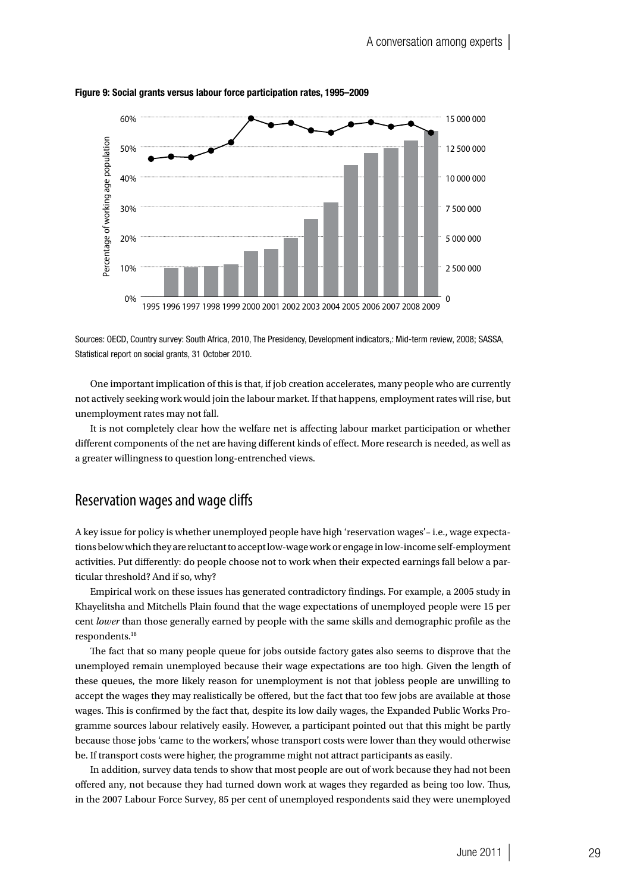**Figure 9: Social grants versus labour force participation rates, 1995–2009**

Sources: OECD, Country survey: South Africa, 2010, The Presidency, Development indicators,: Mid-term review, 2008; SASSA, Statistical report on social grants, 31 October 2010.

One important implication of this is that, if job creation accelerates, many people who are currently not actively seeking work would join the labour market. If that happens, employment rates will rise, but unemployment rates may not fall.

It is not completely clear how the welfare net is affecting labour market participation or whether different components of the net are having different kinds of effect. More research is needed, as well as a greater willingness to question long-entrenched views.

## Reservation wages and wage cliffs

A key issue for policy is whether unemployed people have high 'reservation wages'– i.e., wage expectations below which they are reluctant to accept low-wage work or engage in low-income self-employment activities. Put differently: do people choose not to work when their expected earnings fall below a particular threshold? And if so, why?

Empirical work on these issues has generated contradictory findings. For example, a 2005 study in Khayelitsha and Mitchells Plain found that the wage expectations of unemployed people were 15 per cent *lower* than those generally earned by people with the same skills and demographic profile as the respondents.[18]

The fact that so many people queue for jobs outside factory gates also seems to disprove that the unemployed remain unemployed because their wage expectations are too high. Given the length of these queues, the more likely reason for unemployment is not that jobless people are unwilling to accept the wages they may realistically be offered, but the fact that too few jobs are available at those wages. This is confirmed by the fact that, despite its low daily wages, the Expanded Public Works Programme sources labour relatively easily. However, a participant pointed out that this might be partly because those jobs 'came to the workers', whose transport costs were lower than they would otherwise be. If transport costs were higher, the programme might not attract participants as easily.

In addition, survey data tends to show that most people are out of work because they had not been offered any, not because they had turned down work at wages they regarded as being too low. Thus, in the 2007 Labour Force Survey, 85 per cent of unemployed respondents said they were unemployed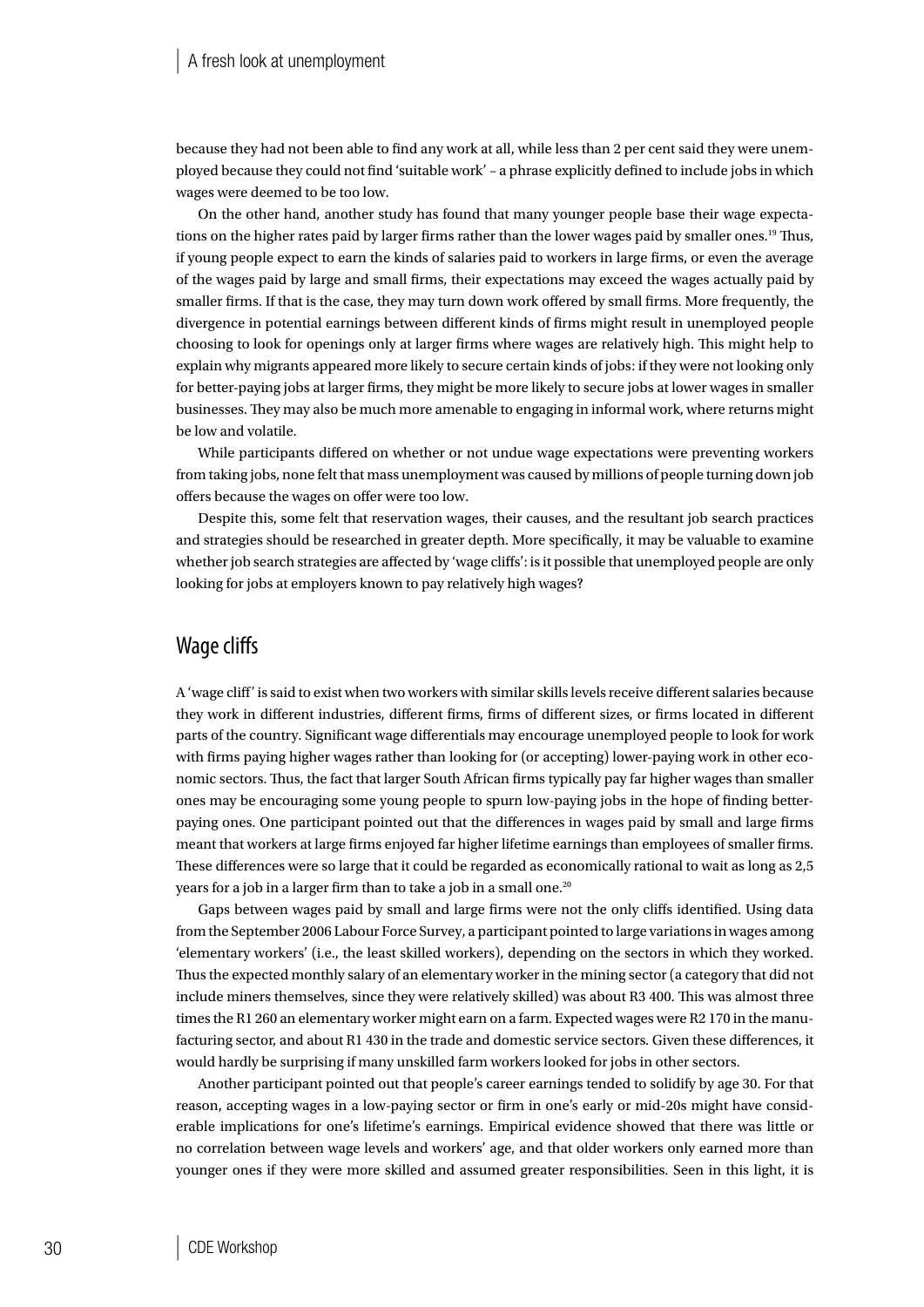because they had not been able to find any work at all, while less than 2 per cent said they were unemployed because they could not find 'suitable work' – a phrase explicitly defined to include jobs in which wages were deemed to be too low.

On the other hand, another study has found that many younger people base their wage expectations on the higher rates paid by larger firms rather than the lower wages paid by smaller ones.[19] Thus, if young people expect to earn the kinds of salaries paid to workers in large firms, or even the average of the wages paid by large and small firms, their expectations may exceed the wages actually paid by smaller firms. If that is the case, they may turn down work offered by small firms. More frequently, the divergence in potential earnings between different kinds of firms might result in unemployed people choosing to look for openings only at larger firms where wages are relatively high. This might help to explain why migrants appeared more likely to secure certain kinds of jobs: if they were not looking only for better-paying jobs at larger firms, they might be more likely to secure jobs at lower wages in smaller businesses. They may also be much more amenable to engaging in informal work, where returns might be low and volatile.

While participants differed on whether or not undue wage expectations were preventing workers from taking jobs, none felt that mass unemployment was caused by millions of people turning down job offers because the wages on offer were too low.

Despite this, some felt that reservation wages, their causes, and the resultant job search practices and strategies should be researched in greater depth. More specifically, it may be valuable to examine whether job search strategies are affected by 'wage cliffs': is it possible that unemployed people are only looking for jobs at employers known to pay relatively high wages?

## Wage cliffs

A 'wage cliff' is said to exist when two workers with similar skills levels receive different salaries because they work in different industries, different firms, firms of different sizes, or firms located in different parts of the country. Significant wage differentials may encourage unemployed people to look for work with firms paying higher wages rather than looking for (or accepting) lower-paying work in other economic sectors. Thus, the fact that larger South African firms typically pay far higher wages than smaller ones may be encouraging some young people to spurn low-paying jobs in the hope of finding better-paying ones. One participant pointed out that the differences in wages paid by small and large firms meant that workers at large firms enjoyed far higher lifetime earnings than employees of smaller firms. These differences were so large that it could be regarded as economically rational to wait as long as 2,5 years for a job in a larger firm than to take a job in a small one.[20]

Gaps between wages paid by small and large firms were not the only cliffs identified. Using data from the September 2006 Labour Force Survey, a participant pointed to large variations in wages among 'elementary workers' (i.e., the least skilled workers), depending on the sectors in which they worked. Thus the expected monthly salary of an elementary worker in the mining sector (a category that did not include miners themselves, since they were relatively skilled) was about R3 400. This was almost three times the R1 260 an elementary worker might earn on a farm. Expected wages were R2 170 in the manufacturing sector, and about R1 430 in the trade and domestic service sectors. Given these differences, it would hardly be surprising if many unskilled farm workers looked for jobs in other sectors.

Another participant pointed out that people's career earnings tended to solidify by age 30. For that reason, accepting wages in a low-paying sector or firm in one's early or mid-20s might have considerable implications for one's lifetime's earnings. Empirical evidence showed that there was little or no correlation between wage levels and workers' age, and that older workers only earned more than younger ones if they were more skilled and assumed greater responsibilities. Seen in this light, it is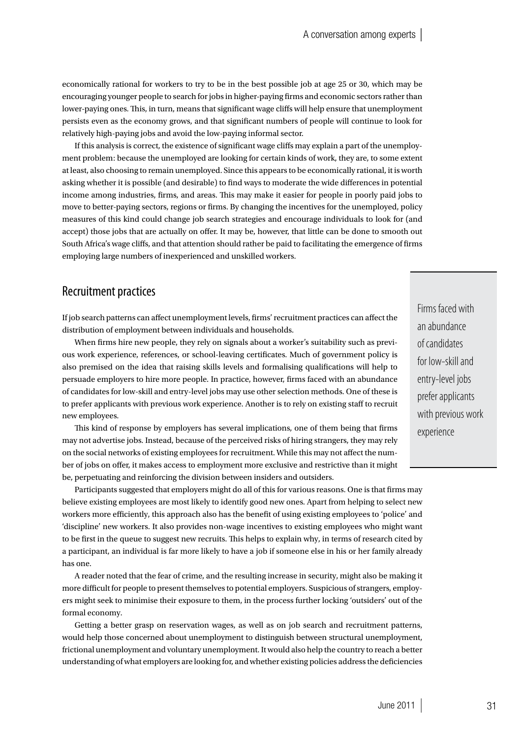economically rational for workers to try to be in the best possible job at age 25 or 30, which may be encouraging younger people to search for jobs in higher-paying firms and economic sectors rather than lower-paying ones. This, in turn, means that significant wage cliffs will help ensure that unemployment persists even as the economy grows, and that significant numbers of people will continue to look for relatively high-paying jobs and avoid the low-paying informal sector.

If this analysis is correct, the existence of significant wage cliffs may explain a part of the unemployment problem: because the unemployed are looking for certain kinds of work, they are, to some extent at least, also choosing to remain unemployed. Since this appears to be economically rational, it is worth asking whether it is possible (and desirable) to find ways to moderate the wide differences in potential income among industries, firms, and areas. This may make it easier for people in poorly paid jobs to move to better-paying sectors, regions or firms. By changing the incentives for the unemployed, policy measures of this kind could change job search strategies and encourage individuals to look for (and accept) those jobs that are actually on offer. It may be, however, that little can be done to smooth out South Africa's wage cliffs, and that attention should rather be paid to facilitating the emergence of firms employing large numbers of inexperienced and unskilled workers.

## Recruitment practices

If job search patterns can affect unemployment levels, firms' recruitment practices can affect the distribution of employment between individuals and households.

When firms hire new people, they rely on signals about a worker's suitability such as previous work experience, references, or school-leaving certificates. Much of government policy is also premised on the idea that raising skills levels and formalising qualifications will help to persuade employers to hire more people. In practice, however, firms faced with an abundance of candidates for low-skill and entry-level jobs may use other selection methods. One of these is to prefer applicants with previous work experience. Another is to rely on existing staff to recruit new employees.

> Firms faced with an abundance of candidates for low-skill and entry-level jobs prefer applicants with previous work experience

This kind of response by employers has several implications, one of them being that firms may not advertise jobs. Instead, because of the perceived risks of hiring strangers, they may rely on the social networks of existing employees for recruitment. While this may not affect the number of jobs on offer, it makes access to employment more exclusive and restrictive than it might be, perpetuating and reinforcing the division between insiders and outsiders.

Participants suggested that employers might do all of this for various reasons. One is that firms may believe existing employees are most likely to identify good new ones. Apart from helping to select new workers more efficiently, this approach also has the benefit of using existing employees to 'police' and 'discipline' new workers. It also provides non-wage incentives to existing employees who might want to be first in the queue to suggest new recruits. This helps to explain why, in terms of research cited by a participant, an individual is far more likely to have a job if someone else in his or her family already has one.

A reader noted that the fear of crime, and the resulting increase in security, might also be making it more difficult for people to present themselves to potential employers. Suspicious of strangers, employers might seek to minimise their exposure to them, in the process further locking 'outsiders' out of the formal economy.

Getting a better grasp on reservation wages, as well as on job search and recruitment patterns, would help those concerned about unemployment to distinguish between structural unemployment, frictional unemployment and voluntary unemployment. It would also help the country to reach a better understanding of what employers are looking for, and whether existing policies address the deficiencies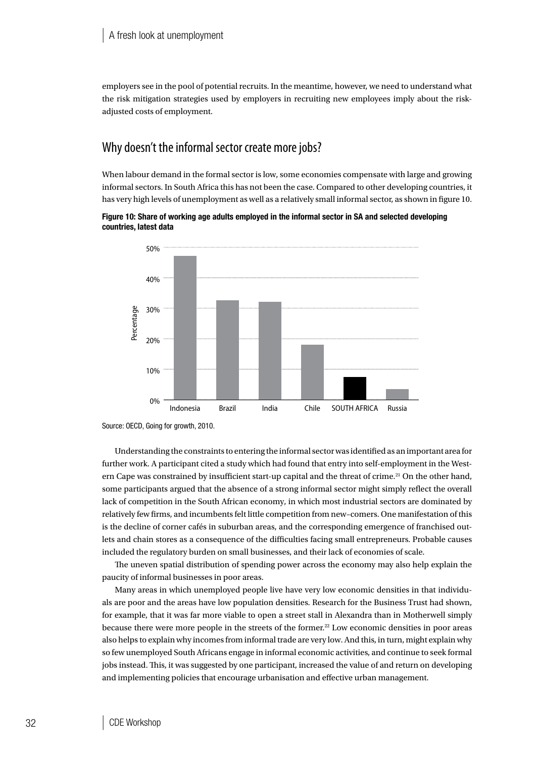employers see in the pool of potential recruits. In the meantime, however, we need to understand what the risk mitigation strategies used by employers in recruiting new employees imply about the risk-adjusted costs of employment.

## Why doesn't the informal sector create more jobs?

When labour demand in the formal sector is low, some economies compensate with large and growing informal sectors. In South Africa this has not been the case. Compared to other developing countries, it has very high levels of unemployment as well as a relatively small informal sector, as shown in figure 10.

**Figure 10: Share of working age adults employed in the informal sector in SA and selected developing countries, latest data**

Source: OECD, Going for growth, 2010.

Understanding the constraints to entering the informal sector was identified as an important area for further work. A participant cited a study which had found that entry into self-employment in the Western Cape was constrained by insufficient start-up capital and the threat of crime.[21] On the other hand, some participants argued that the absence of a strong informal sector might simply reflect the overall lack of competition in the South African economy, in which most industrial sectors are dominated by relatively few firms, and incumbents felt little competition from new–comers. One manifestation of this is the decline of corner cafés in suburban areas, and the corresponding emergence of franchised outlets and chain stores as a consequence of the difficulties facing small entrepreneurs. Probable causes included the regulatory burden on small businesses, and their lack of economies of scale.

The uneven spatial distribution of spending power across the economy may also help explain the paucity of informal businesses in poor areas.

Many areas in which unemployed people live have very low economic densities in that individuals are poor and the areas have low population densities. Research for the Business Trust had shown, for example, that it was far more viable to open a street stall in Alexandra than in Motherwell simply because there were more people in the streets of the former.[22] Low economic densities in poor areas also helps to explain why incomes from informal trade are very low. And this, in turn, might explain why so few unemployed South Africans engage in informal economic activities, and continue to seek formal jobs instead. This, it was suggested by one participant, increased the value of and return on developing and implementing policies that encourage urbanisation and effective urban management.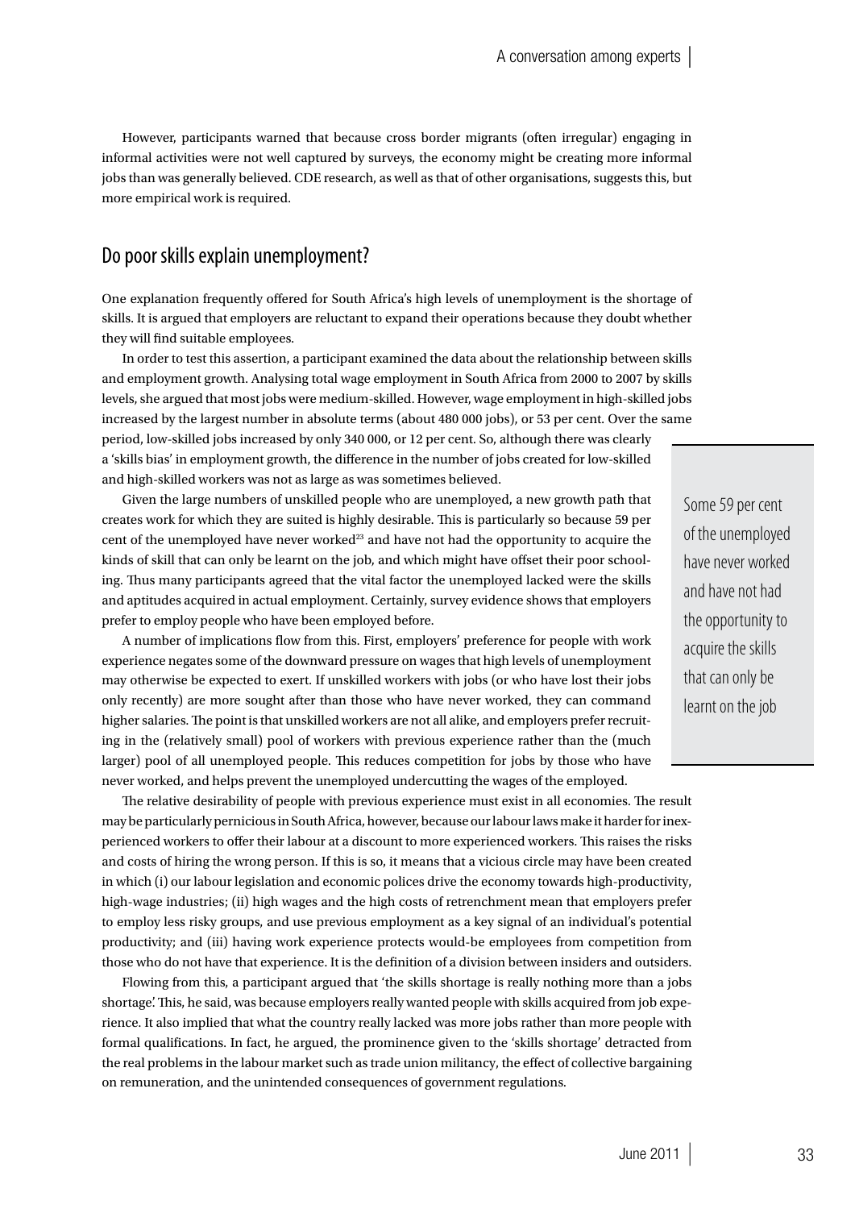However, participants warned that because cross border migrants (often irregular) engaging in informal activities were not well captured by surveys, the economy might be creating more informal jobs than was generally believed. CDE research, as well as that of other organisations, suggests this, but more empirical work is required.

## Do poor skills explain unemployment?

One explanation frequently offered for South Africa's high levels of unemployment is the shortage of skills. It is argued that employers are reluctant to expand their operations because they doubt whether they will find suitable employees.

In order to test this assertion, a participant examined the data about the relationship between skills and employment growth. Analysing total wage employment in South Africa from 2000 to 2007 by skills levels, she argued that most jobs were medium-skilled. However, wage employment in high-skilled jobs increased by the largest number in absolute terms (about 480 000 jobs), or 53 per cent. Over the same period, low-skilled jobs increased by only 340 000, or 12 per cent. So, although there was clearly a 'skills bias' in employment growth, the difference in the number of jobs created for low-skilled and high-skilled workers was not as large as was sometimes believed.

Given the large numbers of unskilled people who are unemployed, a new growth path that creates work for which they are suited is highly desirable. This is particularly so because 59 per cent of the unemployed have never worked[23] and have not had the opportunity to acquire the kinds of skill that can only be learnt on the job, and which might have offset their poor schooling. Thus many participants agreed that the vital factor the unemployed lacked were the skills and aptitudes acquired in actual employment. Certainly, survey evidence shows that employers prefer to employ people who have been employed before.

> Some 59 per cent of the unemployed have never worked and have not had the opportunity to acquire the skills that can only be learnt on the job

A number of implications flow from this. First, employers' preference for people with work experience negates some of the downward pressure on wages that high levels of unemployment may otherwise be expected to exert. If unskilled workers with jobs (or who have lost their jobs only recently) are more sought after than those who have never worked, they can command higher salaries. The point is that unskilled workers are not all alike, and employers prefer recruiting in the (relatively small) pool of workers with previous experience rather than the (much larger) pool of all unemployed people. This reduces competition for jobs by those who have never worked, and helps prevent the unemployed undercutting the wages of the employed.

The relative desirability of people with previous experience must exist in all economies. The result may be particularly pernicious in South Africa, however, because our labour laws make it harder for inexperienced workers to offer their labour at a discount to more experienced workers. This raises the risks and costs of hiring the wrong person. If this is so, it means that a vicious circle may have been created in which (i) our labour legislation and economic polices drive the economy towards high-productivity, high-wage industries; (ii) high wages and the high costs of retrenchment mean that employers prefer to employ less risky groups, and use previous employment as a key signal of an individual's potential productivity; and (iii) having work experience protects would-be employees from competition from those who do not have that experience. It is the definition of a division between insiders and outsiders.

Flowing from this, a participant argued that 'the skills shortage is really nothing more than a jobs shortage'. This, he said, was because employers really wanted people with skills acquired from job experience. It also implied that what the country really lacked was more jobs rather than more people with formal qualifications. In fact, he argued, the prominence given to the 'skills shortage' detracted from the real problems in the labour market such as trade union militancy, the effect of collective bargaining on remuneration, and the unintended consequences of government regulations.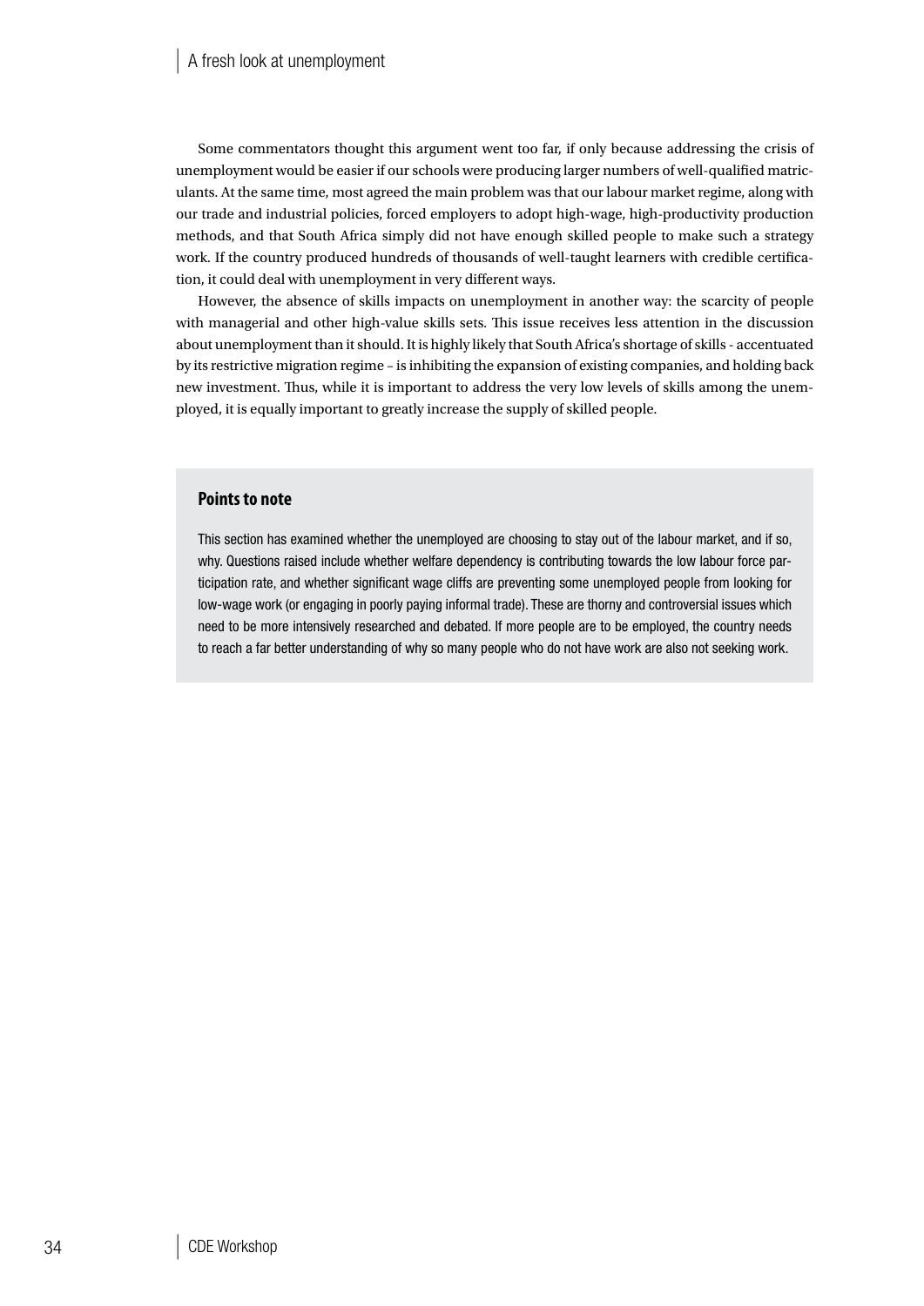Some commentators thought this argument went too far, if only because addressing the crisis of unemployment would be easier if our schools were producing larger numbers of well-qualified matriculants. At the same time, most agreed the main problem was that our labour market regime, along with our trade and industrial policies, forced employers to adopt high-wage, high-productivity production methods, and that South Africa simply did not have enough skilled people to make such a strategy work. If the country produced hundreds of thousands of well-taught learners with credible certification, it could deal with unemployment in very different ways.

However, the absence of skills impacts on unemployment in another way: the scarcity of people with managerial and other high-value skills sets. This issue receives less attention in the discussion about unemployment than it should. It is highly likely that South Africa's shortage of skills - accentuated by its restrictive migration regime – is inhibiting the expansion of existing companies, and holding back new investment. Thus, while it is important to address the very low levels of skills among the unemployed, it is equally important to greatly increase the supply of skilled people.

**Points to note**

This section has examined whether the unemployed are choosing to stay out of the labour market, and if so, why. Questions raised include whether welfare dependency is contributing towards the low labour force participation rate, and whether significant wage cliffs are preventing some unemployed people from looking for low-wage work (or engaging in poorly paying informal trade). These are thorny and controversial issues which need to be more intensively researched and debated. If more people are to be employed, the country needs to reach a far better understanding of why so many people who do not have work are also not seeking work.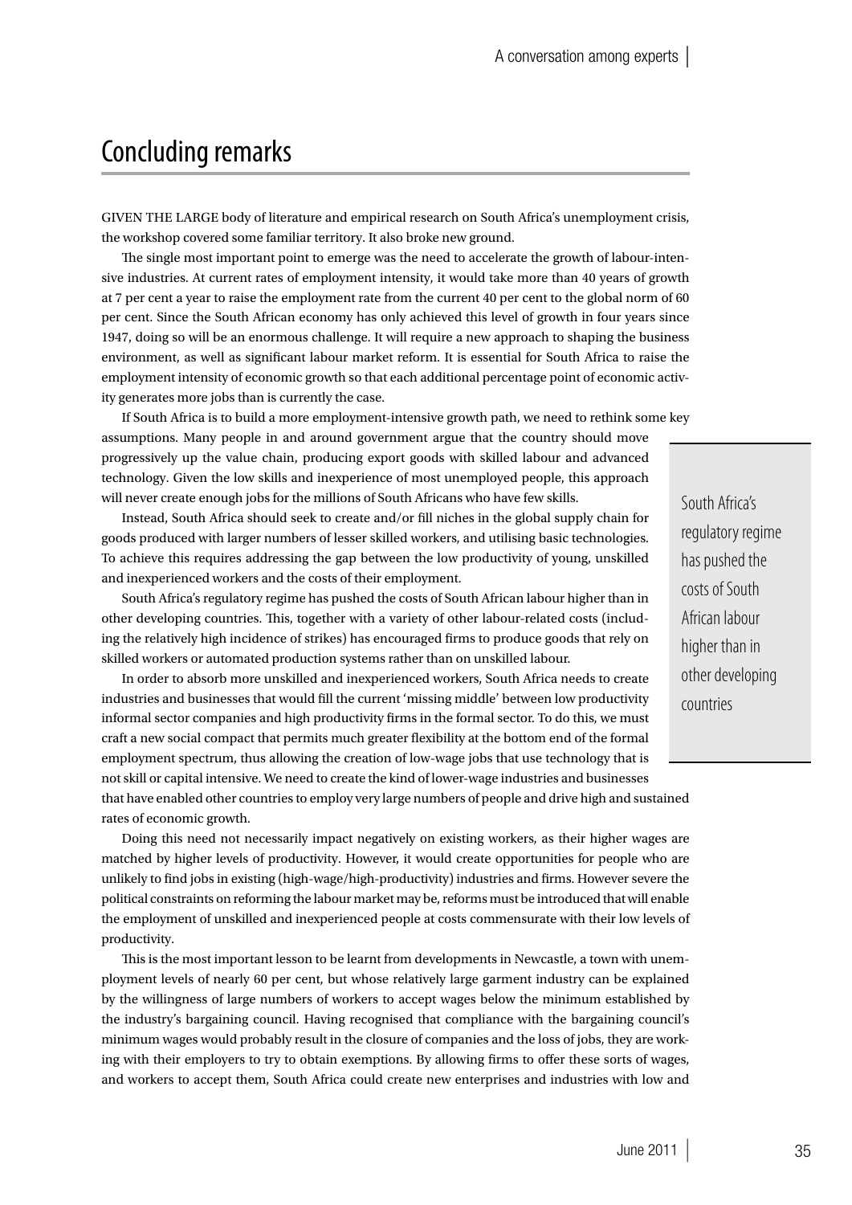## Concluding remarks

GIVEN THE LARGE body of literature and empirical research on South Africa's unemployment crisis, the workshop covered some familiar territory. It also broke new ground.

The single most important point to emerge was the need to accelerate the growth of labour-intensive industries. At current rates of employment intensity, it would take more than 40 years of growth at 7 per cent a year to raise the employment rate from the current 40 per cent to the global norm of 60 per cent. Since the South African economy has only achieved this level of growth in four years since 1947, doing so will be an enormous challenge. It will require a new approach to shaping the business environment, as well as significant labour market reform. It is essential for South Africa to raise the employment intensity of economic growth so that each additional percentage point of economic activity generates more jobs than is currently the case.

If South Africa is to build a more employment-intensive growth path, we need to rethink some key assumptions. Many people in and around government argue that the country should move progressively up the value chain, producing export goods with skilled labour and advanced technology. Given the low skills and inexperience of most unemployed people, this approach will never create enough jobs for the millions of South Africans who have few skills.

Instead, South Africa should seek to create and/or fill niches in the global supply chain for goods produced with larger numbers of lesser skilled workers, and utilising basic technologies. To achieve this requires addressing the gap between the low productivity of young, unskilled and inexperienced workers and the costs of their employment.

South Africa's regulatory regime has pushed the costs of South African labour higher than in other developing countries. This, together with a variety of other labour-related costs (including the relatively high incidence of strikes) has encouraged firms to produce goods that rely on skilled workers or automated production systems rather than on unskilled labour.

> South Africa's regulatory regime has pushed the costs of South African labour higher than in other developing countries

In order to absorb more unskilled and inexperienced workers, South Africa needs to create industries and businesses that would fill the current 'missing middle' between low productivity informal sector companies and high productivity firms in the formal sector. To do this, we must craft a new social compact that permits much greater flexibility at the bottom end of the formal employment spectrum, thus allowing the creation of low-wage jobs that use technology that is not skill or capital intensive. We need to create the kind of lower-wage industries and businesses that have enabled other countries to employ very large numbers of people and drive high and sustained rates of economic growth.

Doing this need not necessarily impact negatively on existing workers, as their higher wages are matched by higher levels of productivity. However, it would create opportunities for people who are unlikely to find jobs in existing (high-wage/high-productivity) industries and firms. However severe the political constraints on reforming the labour market may be, reforms must be introduced that will enable the employment of unskilled and inexperienced people at costs commensurate with their low levels of productivity.

This is the most important lesson to be learnt from developments in Newcastle, a town with unemployment levels of nearly 60 per cent, but whose relatively large garment industry can be explained by the willingness of large numbers of workers to accept wages below the minimum established by the industry's bargaining council. Having recognised that compliance with the bargaining council's minimum wages would probably result in the closure of companies and the loss of jobs, they are working with their employers to try to obtain exemptions. By allowing firms to offer these sorts of wages, and workers to accept them, South Africa could create new enterprises and industries with low and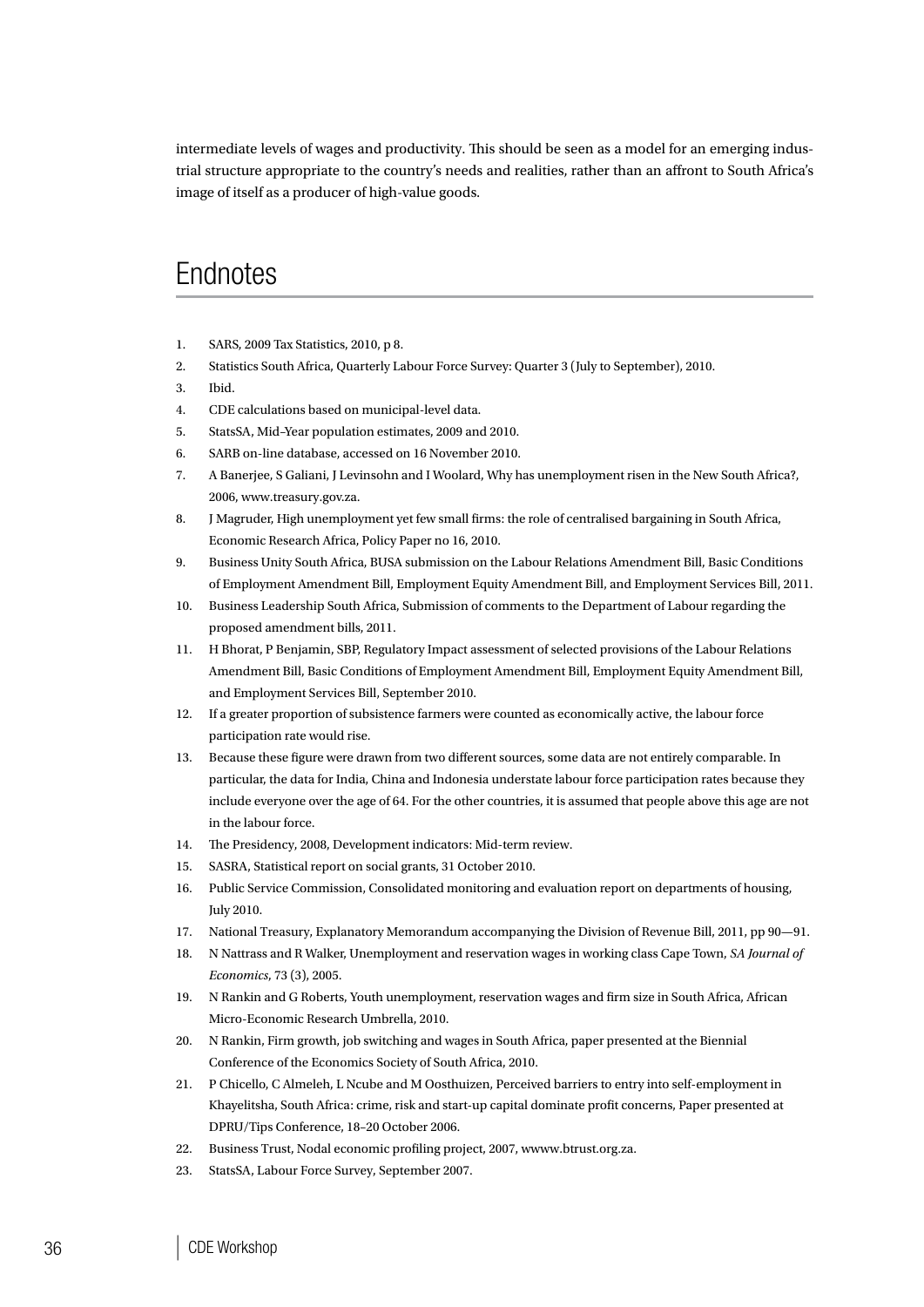intermediate levels of wages and productivity. This should be seen as a model for an emerging industrial structure appropriate to the country's needs and realities, rather than an affront to South Africa's image of itself as a producer of high-value goods.

## Endnotes

1. SARS, 2009 Tax Statistics, 2010, p 8.
2. Statistics South Africa, Quarterly Labour Force Survey: Quarter 3 (July to September), 2010.
3. Ibid.
4. CDE calculations based on municipal-level data.
5. StatsSA, Mid–Year population estimates, 2009 and 2010.
6. SARB on-line database, accessed on 16 November 2010.
7. A Banerjee, S Galiani, J Levinsohn and I Woolard, Why has unemployment risen in the New South Africa?, 2006, www.treasury.gov.za.
8. J Magruder, High unemployment yet few small firms: the role of centralised bargaining in South Africa, Economic Research Africa, Policy Paper no 16, 2010.
9. Business Unity South Africa, BUSA submission on the Labour Relations Amendment Bill, Basic Conditions of Employment Amendment Bill, Employment Equity Amendment Bill, and Employment Services Bill, 2011.
10. Business Leadership South Africa, Submission of comments to the Department of Labour regarding the proposed amendment bills, 2011.
11. H Bhorat, P Benjamin, SBP, Regulatory Impact assessment of selected provisions of the Labour Relations Amendment Bill, Basic Conditions of Employment Amendment Bill, Employment Equity Amendment Bill, and Employment Services Bill, September 2010.
12. If a greater proportion of subsistence farmers were counted as economically active, the labour force participation rate would rise.
13. Because these figure were drawn from two different sources, some data are not entirely comparable. In particular, the data for India, China and Indonesia understate labour force participation rates because they include everyone over the age of 64. For the other countries, it is assumed that people above this age are not in the labour force.
14. The Presidency, 2008, Development indicators: Mid-term review.
15. SASRA, Statistical report on social grants, 31 October 2010.
16. Public Service Commission, Consolidated monitoring and evaluation report on departments of housing, July 2010.
17. National Treasury, Explanatory Memorandum accompanying the Division of Revenue Bill, 2011, pp 90—91.
18. N Nattrass and R Walker, Unemployment and reservation wages in working class Cape Town, *SA Journal of Economics*, 73 (3), 2005.
19. N Rankin and G Roberts, Youth unemployment, reservation wages and firm size in South Africa, African Micro-Economic Research Umbrella, 2010.
20. N Rankin, Firm growth, job switching and wages in South Africa, paper presented at the Biennial Conference of the Economics Society of South Africa, 2010.
21. P Chicello, C Almeleh, L Ncube and M Oosthuizen, Perceived barriers to entry into self-employment in Khayelitsha, South Africa: crime, risk and start-up capital dominate profit concerns, Paper presented at DPRU/Tips Conference, 18–20 October 2006.
22. Business Trust, Nodal economic profiling project, 2007, wwww.btrust.org.za.
23. StatsSA, Labour Force Survey, September 2007.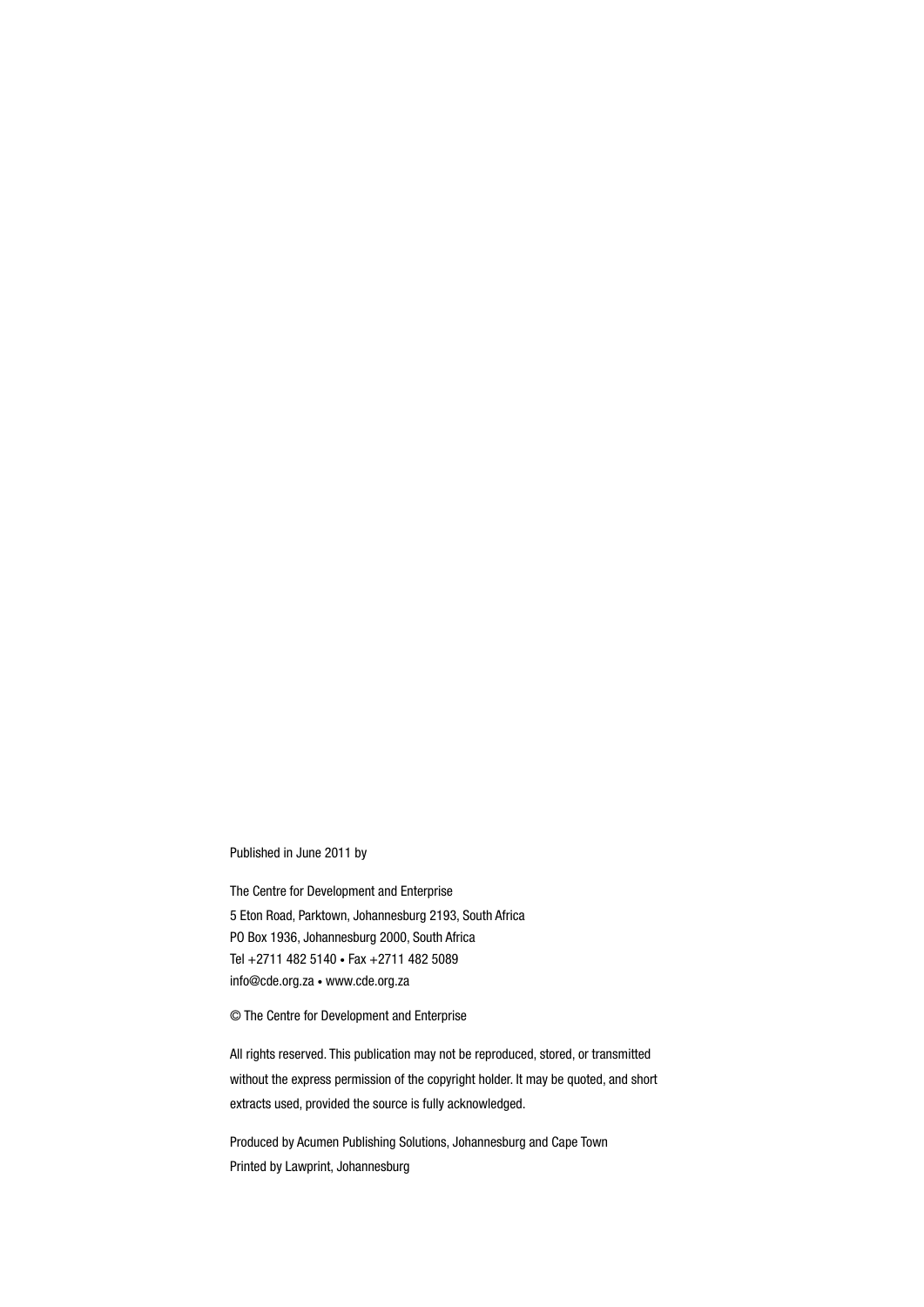Published in June 2011 by

The Centre for Development and Enterprise
5 Eton Road, Parktown, Johannesburg 2193, South Africa
PO Box 1936, Johannesburg 2000, South Africa
Tel +2711 482 5140 • Fax +2711 482 5089
info@cde.org.za • www.cde.org.za

© The Centre for Development and Enterprise

All rights reserved. This publication may not be reproduced, stored, or transmitted without the express permission of the copyright holder. It may be quoted, and short extracts used, provided the source is fully acknowledged.

Produced by Acumen Publishing Solutions, Johannesburg and Cape Town
Printed by Lawprint, Johannesburg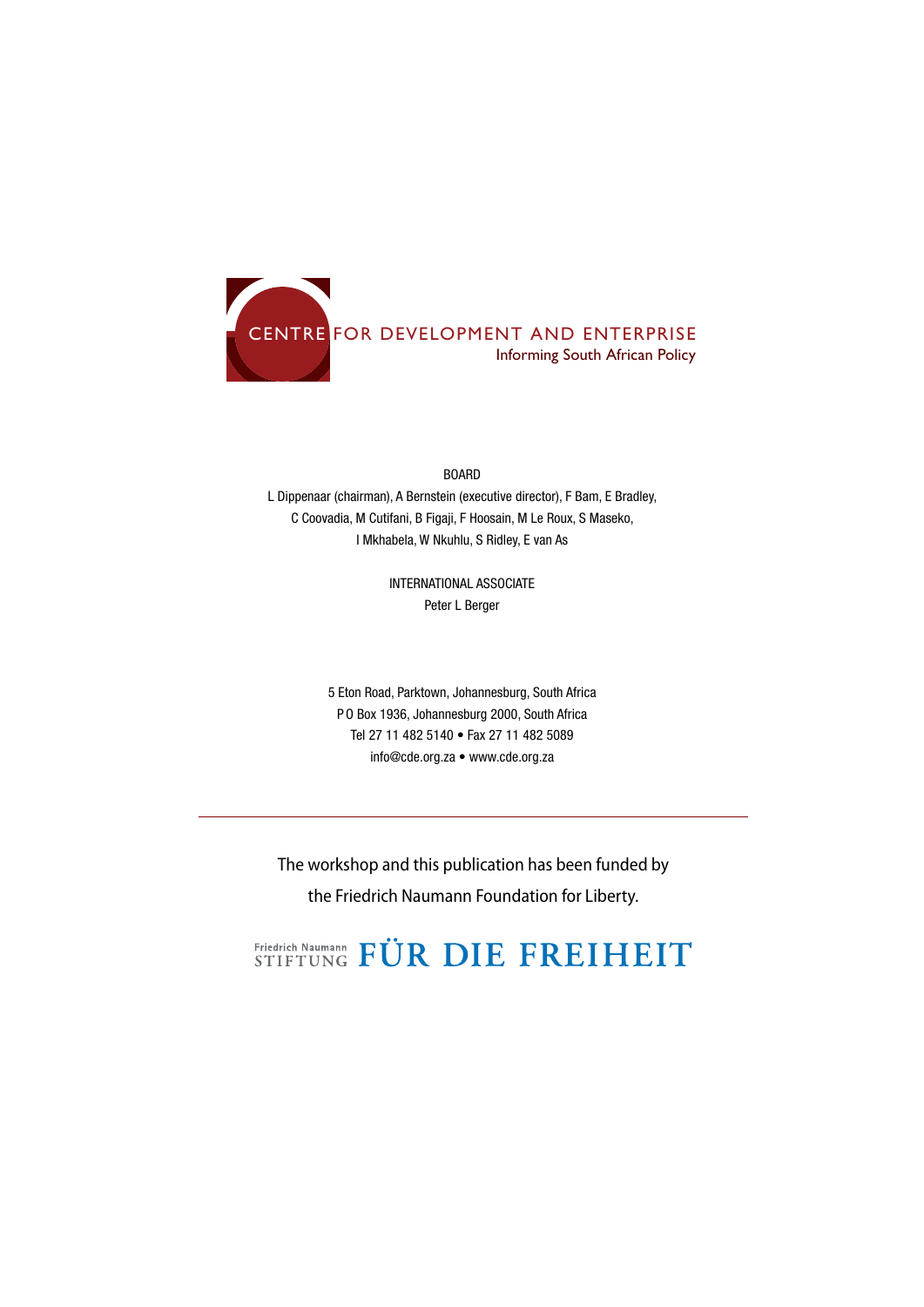CENTRE FOR DEVELOPMENT AND ENTERPRISE

Informing South African Policy

BOARD

L Dippenaar (chairman), A Bernstein (executive director), F Bam, E Bradley, C Coovadia, M Cutifani, B Figaji, F Hoosain, M Le Roux, S Maseko, I Mkhabela, W Nkuhlu, S Ridley, E van As

INTERNATIONAL ASSOCIATE

Peter L Berger

5 Eton Road, Parktown, Johannesburg, South Africa
P O Box 1936, Johannesburg 2000, South Africa
Tel 27 11 482 5140 • Fax 27 11 482 5089
info@cde.org.za • www.cde.org.za

---

The workshop and this publication has been funded by the Friedrich Naumann Foundation for Liberty.

Friedrich Naumann STIFTUNG FÜR DIE FREIHEIT